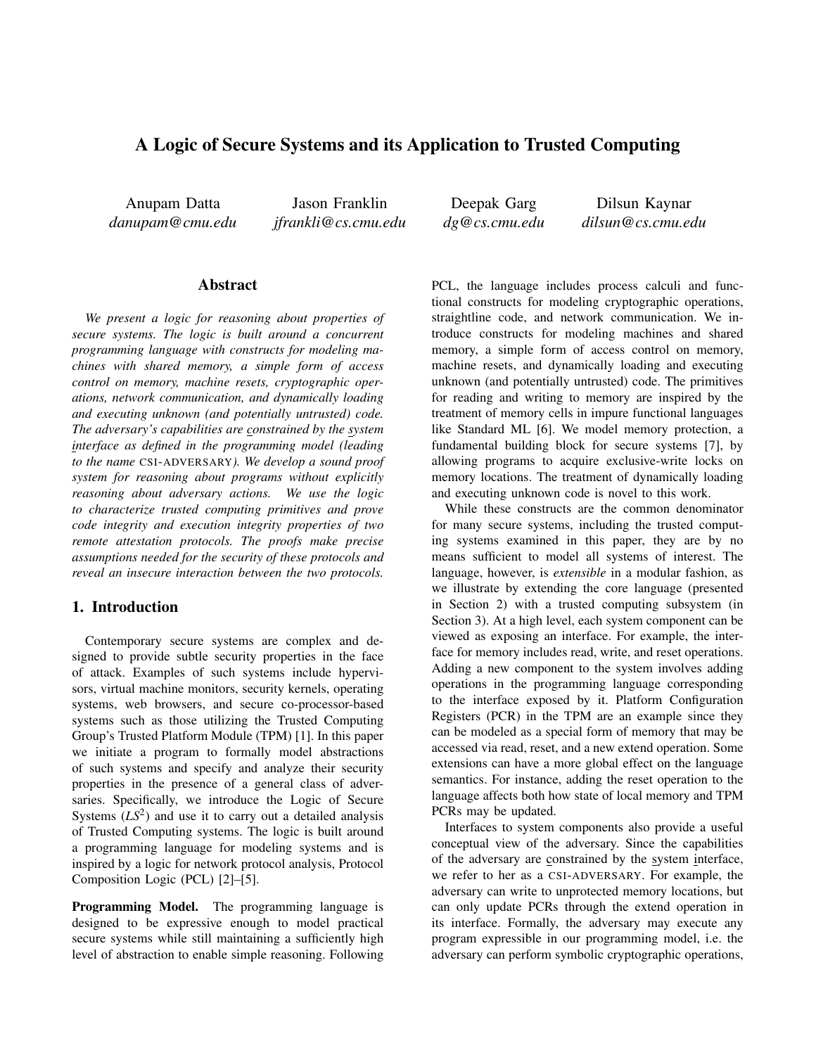# A Logic of Secure Systems and its Application to Trusted Computing

Anupam Datta
*danupam@cmu.edu*

Jason Franklin
*jfrankli@cs.cmu.edu*

Deepak Garg
*dg@cs.cmu.edu*

Dilsun Kaynar
*dilsun@cs.cmu.edu*

## Abstract

*We present a logic for reasoning about properties of secure systems. The logic is built around a concurrent programming language with constructs for modeling machines with shared memory, a simple form of access control on memory, machine resets, cryptographic operations, network communication, and dynamically loading and executing unknown (and potentially untrusted) code. The adversary's capabilities are constrained by the system interface as defined in the programming model (leading to the name* CSI-ADVERSARY*). We develop a sound proof system for reasoning about programs without explicitly reasoning about adversary actions. We use the logic to characterize trusted computing primitives and prove code integrity and execution integrity properties of two remote attestation protocols. The proofs make precise assumptions needed for the security of these protocols and reveal an insecure interaction between the two protocols.*

## 1. Introduction

Contemporary secure systems are complex and designed to provide subtle security properties in the face of attack. Examples of such systems include hypervisors, virtual machine monitors, security kernels, operating systems, web browsers, and secure co-processor-based systems such as those utilizing the Trusted Computing Group's Trusted Platform Module (TPM) [1]. In this paper we initiate a program to formally model abstractions of such systems and specify and analyze their security properties in the presence of a general class of adversaries. Specifically, we introduce the Logic of Secure Systems (*LS*$^2$) and use it to carry out a detailed analysis of Trusted Computing systems. The logic is built around a programming language for modeling systems and is inspired by a logic for network protocol analysis, Protocol Composition Logic (PCL) [2]–[5].

**Programming Model.** The programming language is designed to be expressive enough to model practical secure systems while still maintaining a sufficiently high level of abstraction to enable simple reasoning. Following PCL, the language includes process calculi and functional constructs for modeling cryptographic operations, straightline code, and network communication. We introduce constructs for modeling machines and shared memory, a simple form of access control on memory, machine resets, and dynamically loading and executing unknown (and potentially untrusted) code. The primitives for reading and writing to memory are inspired by the treatment of memory cells in impure functional languages like Standard ML [6]. We model memory protection, a fundamental building block for secure systems [7], by allowing programs to acquire exclusive-write locks on memory locations. The treatment of dynamically loading and executing unknown code is novel to this work.

While these constructs are the common denominator for many secure systems, including the trusted computing systems examined in this paper, they are by no means sufficient to model all systems of interest. The language, however, is *extensible* in a modular fashion, as we illustrate by extending the core language (presented in Section 2) with a trusted computing subsystem (in Section 3). At a high level, each system component can be viewed as exposing an interface. For example, the interface for memory includes read, write, and reset operations. Adding a new component to the system involves adding operations in the programming language corresponding to the interface exposed by it. Platform Configuration Registers (PCR) in the TPM are an example since they can be modeled as a special form of memory that may be accessed via read, reset, and a new extend operation. Some extensions can have a more global effect on the language semantics. For instance, adding the reset operation to the language affects both how state of local memory and TPM PCRs may be updated.

Interfaces to system components also provide a useful conceptual view of the adversary. Since the capabilities of the adversary are constrained by the system interface, we refer to her as a CSI-ADVERSARY. For example, the adversary can write to unprotected memory locations, but can only update PCRs through the extend operation in its interface. Formally, the adversary may execute any program expressible in our programming model, i.e. the adversary can perform symbolic cryptographic operations,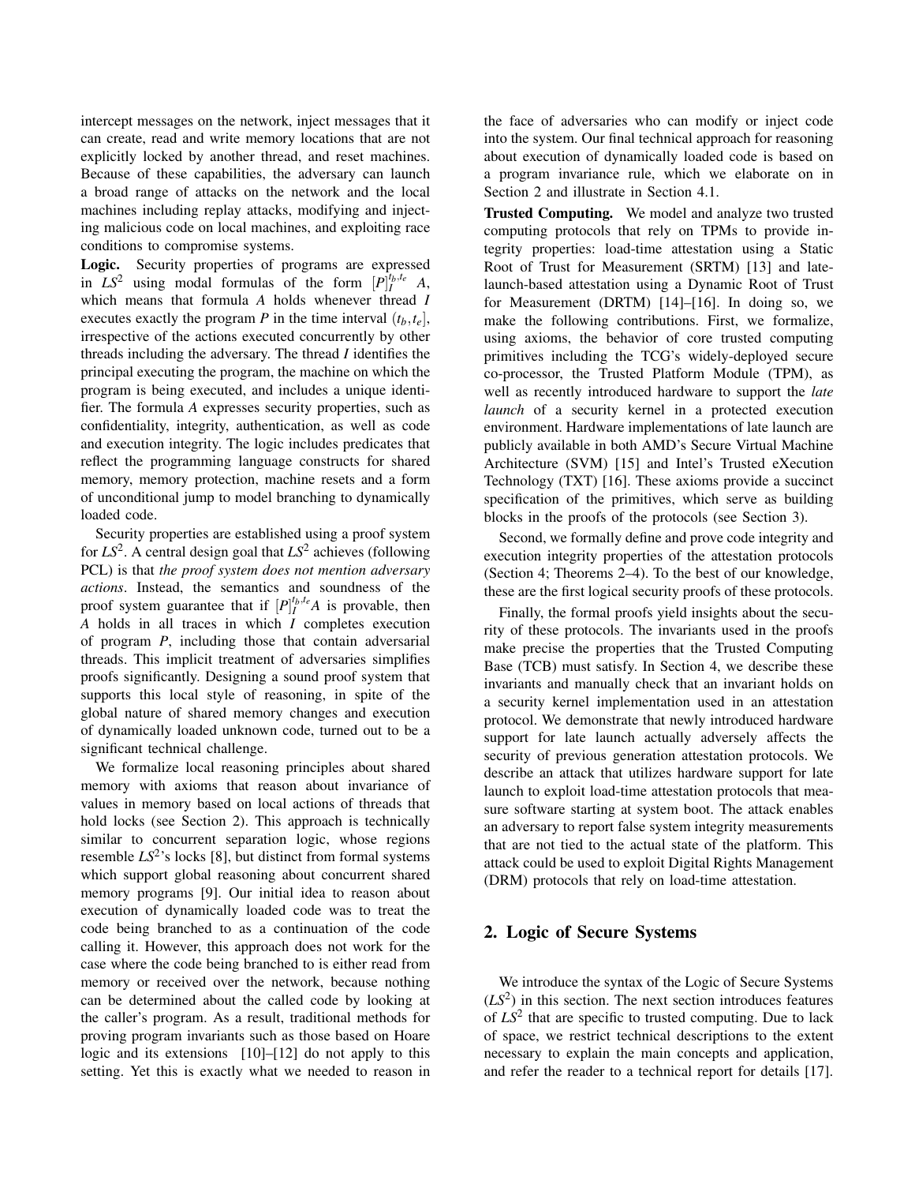intercept messages on the network, inject messages that it can create, read and write memory locations that are not explicitly locked by another thread, and reset machines. Because of these capabilities, the adversary can launch a broad range of attacks on the network and the local machines including replay attacks, modifying and injecting malicious code on local machines, and exploiting race conditions to compromise systems.

**Logic.** Security properties of programs are expressed in $LS^2$ using modal formulas of the form $[P]_I^{t_b,t_e}\ A$, which means that formula $A$ holds whenever thread $I$ executes exactly the program $P$ in the time interval $(t_b, t_e]$, irrespective of the actions executed concurrently by other threads including the adversary. The thread $I$ identifies the principal executing the program, the machine on which the program is being executed, and includes a unique identifier. The formula $A$ expresses security properties, such as confidentiality, integrity, authentication, as well as code and execution integrity. The logic includes predicates that reflect the programming language constructs for shared memory, memory protection, machine resets and a form of unconditional jump to model branching to dynamically loaded code.

Security properties are established using a proof system for $LS^2$. A central design goal that $LS^2$ achieves (following PCL) is that *the proof system does not mention adversary actions*. Instead, the semantics and soundness of the proof system guarantee that if $[P]_I^{t_b,t_e} A$ is provable, then $A$ holds in all traces in which $I$ completes execution of program $P$, including those that contain adversarial threads. This implicit treatment of adversaries simplifies proofs significantly. Designing a sound proof system that supports this local style of reasoning, in spite of the global nature of shared memory changes and execution of dynamically loaded unknown code, turned out to be a significant technical challenge.

We formalize local reasoning principles about shared memory with axioms that reason about invariance of values in memory based on local actions of threads that hold locks (see Section 2). This approach is technically similar to concurrent separation logic, whose regions resemble $LS^2$'s locks [8], but distinct from formal systems which support global reasoning about concurrent shared memory programs [9]. Our initial idea to reason about execution of dynamically loaded code was to treat the code being branched to as a continuation of the code calling it. However, this approach does not work for the case where the code being branched to is either read from memory or received over the network, because nothing can be determined about the called code by looking at the caller's program. As a result, traditional methods for proving program invariants such as those based on Hoare logic and its extensions [10]–[12] do not apply to this setting. Yet this is exactly what we needed to reason in the face of adversaries who can modify or inject code into the system. Our final technical approach for reasoning about execution of dynamically loaded code is based on a program invariance rule, which we elaborate on in Section 2 and illustrate in Section 4.1.

**Trusted Computing.** We model and analyze two trusted computing protocols that rely on TPMs to provide integrity properties: load-time attestation using a Static Root of Trust for Measurement (SRTM) [13] and late-launch-based attestation using a Dynamic Root of Trust for Measurement (DRTM) [14]–[16]. In doing so, we make the following contributions. First, we formalize, using axioms, the behavior of core trusted computing primitives including the TCG's widely-deployed secure co-processor, the Trusted Platform Module (TPM), as well as recently introduced hardware to support the *late launch* of a security kernel in a protected execution environment. Hardware implementations of late launch are publicly available in both AMD's Secure Virtual Machine Architecture (SVM) [15] and Intel's Trusted eXecution Technology (TXT) [16]. These axioms provide a succinct specification of the primitives, which serve as building blocks in the proofs of the protocols (see Section 3).

Second, we formally define and prove code integrity and execution integrity properties of the attestation protocols (Section 4; Theorems 2–4). To the best of our knowledge, these are the first logical security proofs of these protocols.

Finally, the formal proofs yield insights about the security of these protocols. The invariants used in the proofs make precise the properties that the Trusted Computing Base (TCB) must satisfy. In Section 4, we describe these invariants and manually check that an invariant holds on a security kernel implementation used in an attestation protocol. We demonstrate that newly introduced hardware support for late launch actually adversely affects the security of previous generation attestation protocols. We describe an attack that utilizes hardware support for late launch to exploit load-time attestation protocols that measure software starting at system boot. The attack enables an adversary to report false system integrity measurements that are not tied to the actual state of the platform. This attack could be used to exploit Digital Rights Management (DRM) protocols that rely on load-time attestation.

## 2. Logic of Secure Systems

We introduce the syntax of the Logic of Secure Systems ($LS^2$) in this section. The next section introduces features of $LS^2$ that are specific to trusted computing. Due to lack of space, we restrict technical descriptions to the extent necessary to explain the main concepts and application, and refer the reader to a technical report for details [17].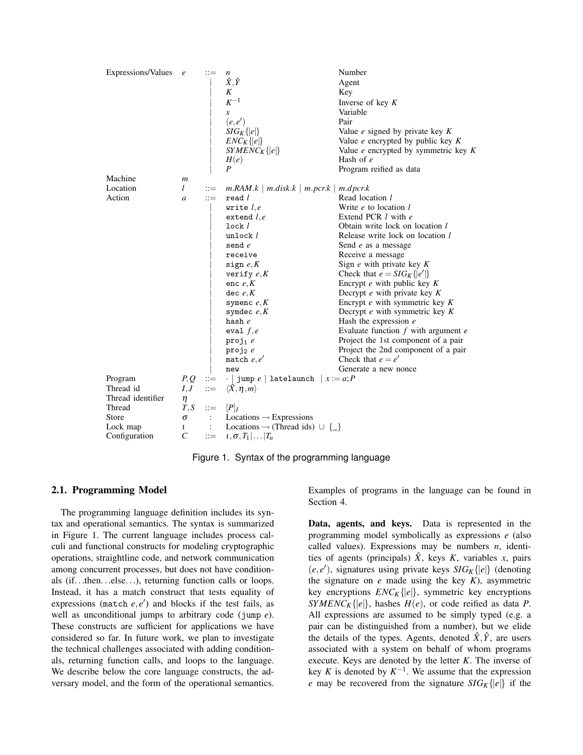| | | | | |
|---|---|---|---|---|
| Expressions/Values | $e$ | $::=$ | $n$ | Number |
| | | $\mid$ | $\hat{X}, \hat{Y}$ | Agent |
| | | $\mid$ | $K$ | Key |
| | | $\mid$ | $K^{-1}$ | Inverse of key $K$ |
| | | $\mid$ | $x$ | Variable |
| | | $\mid$ | $(e, e')$ | Pair |
| | | $\mid$ | $SIG_K\{\|e\|\}$ | Value $e$ signed by private key $K$ |
| | | $\mid$ | $ENC_K\{\|e\|\}$ | Value $e$ encrypted by public key $K$ |
| | | $\mid$ | $SYMENC_K\{\|e\|\}$ | Value $e$ encrypted by symmetric key $K$ |
| | | $\mid$ | $H(e)$ | Hash of $e$ |
| | | $\mid$ | $P$ | Program reified as data |
| Machine | $m$ | | | |
| Location | $l$ | $::=$ | $m.RAM.k \mid m.disk.k \mid m.pcr.k \mid m.dpcr.k$ | |
| Action | $a$ | $::=$ | `read` $l$ | Read location $l$ |
| | | $\mid$ | `write` $l, e$ | Write $e$ to location $l$ |
| | | $\mid$ | `extend` $l, e$ | Extend PCR $l$ with $e$ |
| | | $\mid$ | `lock` $l$ | Obtain write lock on location $l$ |
| | | $\mid$ | `unlock` $l$ | Release write lock on location $l$ |
| | | $\mid$ | `send` $e$ | Send $e$ as a message |
| | | $\mid$ | `receive` | Receive a message |
| | | $\mid$ | `sign` $e, K$ | Sign $e$ with private key $K$ |
| | | $\mid$ | `verify` $e, K$ | Check that $e = SIG_K\{\|e'\|\}$ |
| | | $\mid$ | `enc` $e, K$ | Encrypt $e$ with public key $K$ |
| | | $\mid$ | `dec` $e, K$ | Decrypt $e$ with private key $K$ |
| | | $\mid$ | `symenc` $e, K$ | Encrypt $e$ with symmetric key $K$ |
| | | $\mid$ | `symdec` $e, K$ | Decrypt $e$ with symmetric key $K$ |
| | | $\mid$ | `hash` $e$ | Hash the expression $e$ |
| | | $\mid$ | `eval` $f, e$ | Evaluate function $f$ with argument $e$ |
| | | $\mid$ | `proj`$_1$ $e$ | Project the 1st component of a pair |
| | | $\mid$ | `proj`$_2$ $e$ | Project the 2nd component of a pair |
| | | $\mid$ | `match` $e, e'$ | Check that $e = e'$ |
| | | $\mid$ | `new` | Generate a new nonce |
| Program | $P, Q$ | $::=$ | $\cdot \mid$ `jump` $e \mid$ `latelaunch` $\mid x := a; P$ | |
| Thread id | $I, J$ | $::=$ | $\langle \hat{X}, \eta, m \rangle$ | |
| Thread identifier | $\eta$ | | | |
| Thread | $T, S$ | $::=$ | $[P]_I$ | |
| Store | $\sigma$ | : | Locations $\rightarrow$ Expressions | |
| Lock map | $\iota$ | : | Locations $\rightarrow$ (Thread ids) $\cup$ {_} | |
| Configuration | $C$ | $::=$ | $\iota, \sigma, T_1 \mid \ldots \mid T_n$ | |

Figure 1. Syntax of the programming language

### 2.1. Programming Model

The programming language definition includes its syntax and operational semantics. The syntax is summarized in Figure 1. The current language includes process calculi and functional constructs for modeling cryptographic operations, straightline code, and network communication among concurrent processes, but does not have conditionals (if…then…else…), returning function calls or loops. Instead, it has a match construct that tests equality of expressions (`match` $e, e'$) and blocks if the test fails, as well as unconditional jumps to arbitrary code (`jump` $e$). These constructs are sufficient for applications we have considered so far. In future work, we plan to investigate the technical challenges associated with adding conditionals, returning function calls, and loops to the language. We describe below the core language constructs, the adversary model, and the form of the operational semantics. Examples of programs in the language can be found in Section 4.

**Data, agents, and keys.** Data is represented in the programming model symbolically as expressions $e$ (also called values). Expressions may be numbers $n$, identities of agents (principals) $\hat{X}$, keys $K$, variables $x$, pairs $(e, e')$, signatures using private keys $SIG_K\{|e|\}$ (denoting the signature on $e$ made using the key $K$), asymmetric key encryptions $ENC_K\{|e|\}$, symmetric key encryptions $SYMENC_K\{|e|\}$, hashes $H(e)$, or code reified as data $P$. All expressions are assumed to be simply typed (e.g. a pair can be distinguished from a number), but we elide the details of the types. Agents, denoted $\hat{X}, \hat{Y}$, are users associated with a system on behalf of whom programs execute. Keys are denoted by the letter $K$. The inverse of key $K$ is denoted by $K^{-1}$. We assume that the expression $e$ may be recovered from the signature $SIG_K\{|e|\}$ if the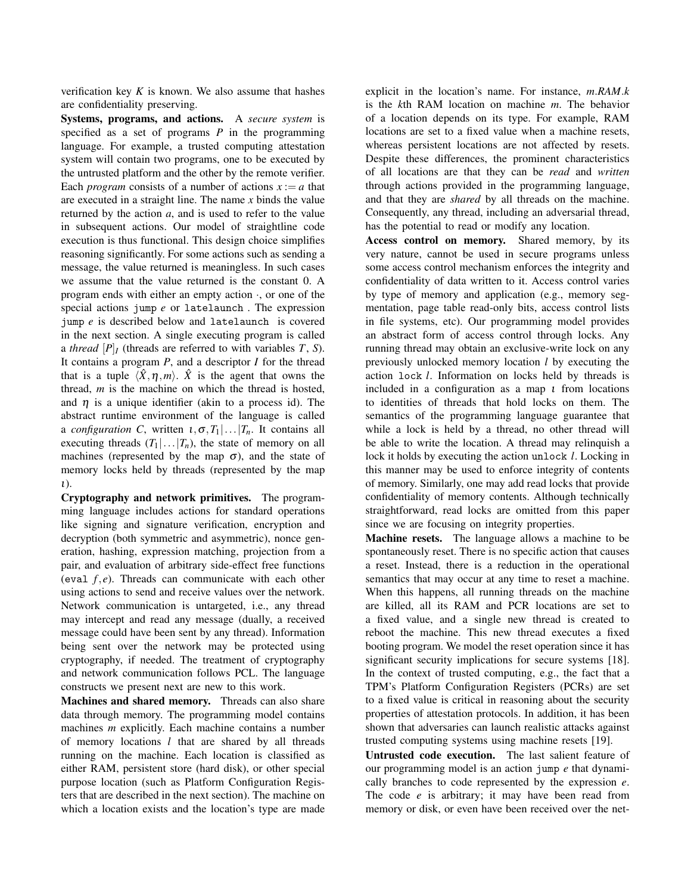verification key $K$ is known. We also assume that hashes are confidentiality preserving.

**Systems, programs, and actions.** A *secure system* is specified as a set of programs $P$ in the programming language. For example, a trusted computing attestation system will contain two programs, one to be executed by the untrusted platform and the other by the remote verifier. Each *program* consists of a number of actions $x := a$ that are executed in a straight line. The name $x$ binds the value returned by the action $a$, and is used to refer to the value in subsequent actions. Our model of straightline code execution is thus functional. This design choice simplifies reasoning significantly. For some actions such as sending a message, the value returned is meaningless. In such cases we assume that the value returned is the constant 0. A program ends with either an empty action $\cdot$, or one of the special actions `jump` $e$ or `latelaunch` . The expression `jump` $e$ is described below and `latelaunch` is covered in the next section. A single executing program is called a *thread* $[P]_I$ (threads are referred to with variables $T$, $S$). It contains a program $P$, and a descriptor $I$ for the thread that is a tuple $\langle \hat{X}, \eta, m \rangle$. $\hat{X}$ is the agent that owns the thread, $m$ is the machine on which the thread is hosted, and $\eta$ is a unique identifier (akin to a process id). The abstract runtime environment of the language is called a *configuration* $C$, written $\iota, \sigma, T_1 | \ldots | T_n$. It contains all executing threads $(T_1 | \ldots | T_n)$, the state of memory on all machines (represented by the map $\sigma$), and the state of memory locks held by threads (represented by the map $\iota$).

**Cryptography and network primitives.** The programming language includes actions for standard operations like signing and signature verification, encryption and decryption (both symmetric and asymmetric), nonce generation, hashing, expression matching, projection from a pair, and evaluation of arbitrary side-effect free functions (`eval` $f, e$). Threads can communicate with each other using actions to send and receive values over the network. Network communication is untargeted, i.e., any thread may intercept and read any message (dually, a received message could have been sent by any thread). Information being sent over the network may be protected using cryptography, if needed. The treatment of cryptography and network communication follows PCL. The language constructs we present next are new to this work.

**Machines and shared memory.** Threads can also share data through memory. The programming model contains machines $m$ explicitly. Each machine contains a number of memory locations $l$ that are shared by all threads running on the machine. Each location is classified as either RAM, persistent store (hard disk), or other special purpose location (such as Platform Configuration Registers that are described in the next section). The machine on which a location exists and the location's type are made explicit in the location's name. For instance, $m.RAM.k$ is the $k$th RAM location on machine $m$. The behavior of a location depends on its type. For example, RAM locations are set to a fixed value when a machine resets, whereas persistent locations are not affected by resets. Despite these differences, the prominent characteristics of all locations are that they can be *read* and *written* through actions provided in the programming language, and that they are *shared* by all threads on the machine. Consequently, any thread, including an adversarial thread, has the potential to read or modify any location.

**Access control on memory.** Shared memory, by its very nature, cannot be used in secure programs unless some access control mechanism enforces the integrity and confidentiality of data written to it. Access control varies by type of memory and application (e.g., memory segmentation, page table read-only bits, access control lists in file systems, etc). Our programming model provides an abstract form of access control through locks. Any running thread may obtain an exclusive-write lock on any previously unlocked memory location $l$ by executing the action `lock` $l$. Information on locks held by threads is included in a configuration as a map $\iota$ from locations to identities of threads that hold locks on them. The semantics of the programming language guarantee that while a lock is held by a thread, no other thread will be able to write the location. A thread may relinquish a lock it holds by executing the action `unlock` $l$. Locking in this manner may be used to enforce integrity of contents of memory. Similarly, one may add read locks that provide confidentiality of memory contents. Although technically straightforward, read locks are omitted from this paper since we are focusing on integrity properties.

**Machine resets.** The language allows a machine to be spontaneously reset. There is no specific action that causes a reset. Instead, there is a reduction in the operational semantics that may occur at any time to reset a machine. When this happens, all running threads on the machine are killed, all its RAM and PCR locations are set to a fixed value, and a single new thread is created to reboot the machine. This new thread executes a fixed booting program. We model the reset operation since it has significant security implications for secure systems [18]. In the context of trusted computing, e.g., the fact that a TPM's Platform Configuration Registers (PCRs) are set to a fixed value is critical in reasoning about the security properties of attestation protocols. In addition, it has been shown that adversaries can launch realistic attacks against trusted computing systems using machine resets [19].

**Untrusted code execution.** The last salient feature of our programming model is an action `jump` $e$ that dynamically branches to code represented by the expression $e$. The code $e$ is arbitrary; it may have been read from memory or disk, or even have been received over the net-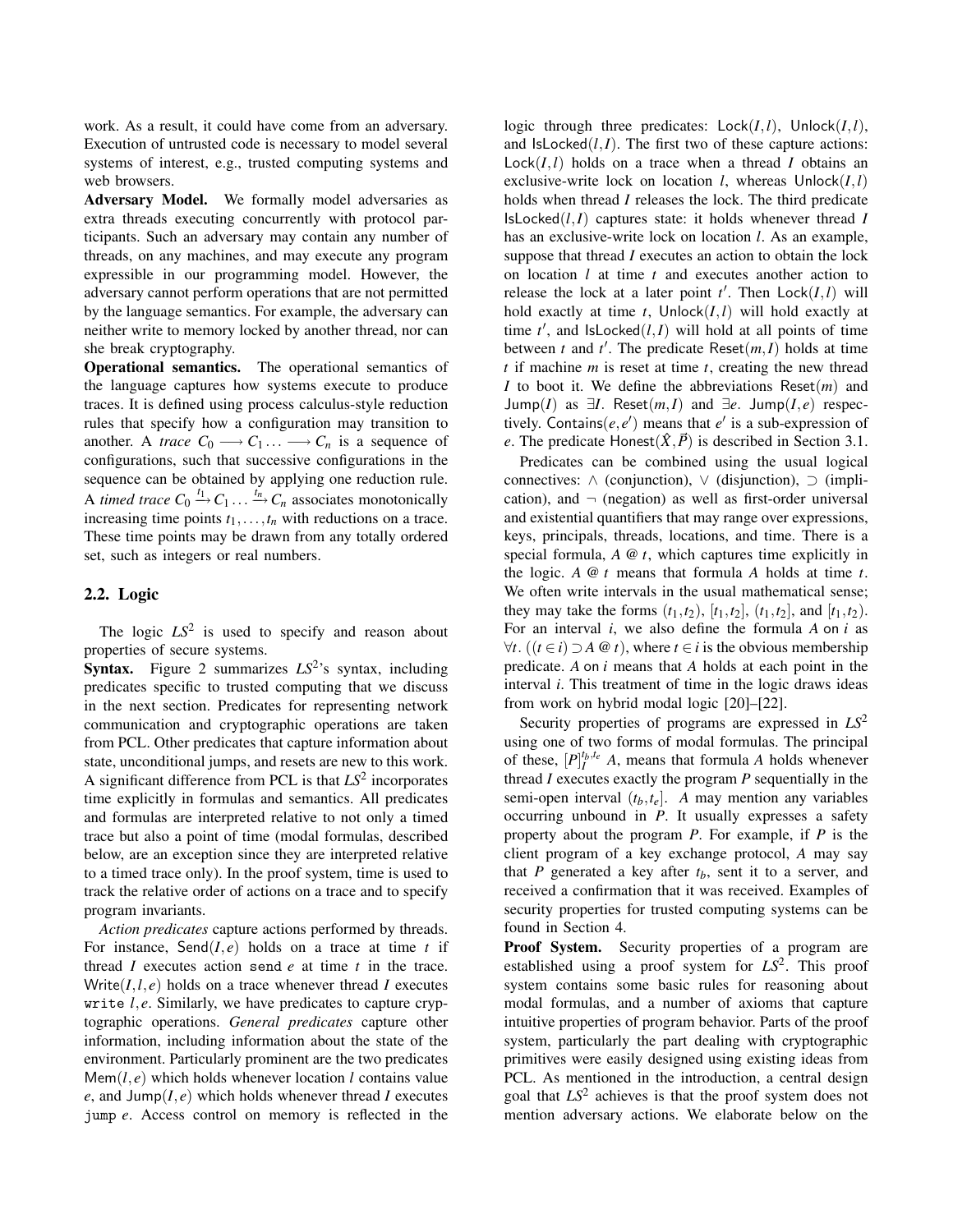work. As a result, it could have come from an adversary. Execution of untrusted code is necessary to model several systems of interest, e.g., trusted computing systems and web browsers.

**Adversary Model.** We formally model adversaries as extra threads executing concurrently with protocol participants. Such an adversary may contain any number of threads, on any machines, and may execute any program expressible in our programming model. However, the adversary cannot perform operations that are not permitted by the language semantics. For example, the adversary can neither write to memory locked by another thread, nor can she break cryptography.

**Operational semantics.** The operational semantics of the language captures how systems execute to produce traces. It is defined using process calculus-style reduction rules that specify how a configuration may transition to another. A *trace* $C_0 \longrightarrow C_1 \ldots \longrightarrow C_n$ is a sequence of configurations, such that successive configurations in the sequence can be obtained by applying one reduction rule. A *timed trace* $C_0 \xrightarrow{t_1} C_1 \ldots \xrightarrow{t_n} C_n$ associates monotonically increasing time points $t_1, \ldots, t_n$ with reductions on a trace. These time points may be drawn from any totally ordered set, such as integers or real numbers.

## 2.2. Logic

The logic $LS^2$ is used to specify and reason about properties of secure systems.

**Syntax.** Figure 2 summarizes $LS^2$'s syntax, including predicates specific to trusted computing that we discuss in the next section. Predicates for representing network communication and cryptographic operations are taken from PCL. Other predicates that capture information about state, unconditional jumps, and resets are new to this work. A significant difference from PCL is that $LS^2$ incorporates time explicitly in formulas and semantics. All predicates and formulas are interpreted relative to not only a timed trace but also a point of time (modal formulas, described below, are an exception since they are interpreted relative to a timed trace only). In the proof system, time is used to track the relative order of actions on a trace and to specify program invariants.

*Action predicates* capture actions performed by threads. For instance, $\mathsf{Send}(I,e)$ holds on a trace at time $t$ if thread $I$ executes action `send` $e$ at time $t$ in the trace. $\mathsf{Write}(I,l,e)$ holds on a trace whenever thread $I$ executes `write` $l,e$. Similarly, we have predicates to capture cryptographic operations. *General predicates* capture other information, including information about the state of the environment. Particularly prominent are the two predicates $\mathsf{Mem}(l,e)$ which holds whenever location $l$ contains value $e$, and $\mathsf{Jump}(I,e)$ which holds whenever thread $I$ executes `jump` $e$. Access control on memory is reflected in the logic through three predicates: $\mathsf{Lock}(I,l)$, $\mathsf{Unlock}(I,l)$, and $\mathsf{IsLocked}(l,I)$. The first two of these capture actions: $\mathsf{Lock}(I,l)$ holds on a trace when a thread $I$ obtains an exclusive-write lock on location $l$, whereas $\mathsf{Unlock}(I,l)$ holds when thread $I$ releases the lock. The third predicate $\mathsf{IsLocked}(l,I)$ captures state: it holds whenever thread $I$ has an exclusive-write lock on location $l$. As an example, suppose that thread $I$ executes an action to obtain the lock on location $l$ at time $t$ and executes another action to release the lock at a later point $t'$. Then $\mathsf{Lock}(I,l)$ will hold exactly at time $t$, $\mathsf{Unlock}(I,l)$ will hold exactly at time $t'$, and $\mathsf{IsLocked}(l,I)$ will hold at all points of time between $t$ and $t'$. The predicate $\mathsf{Reset}(m,I)$ holds at time $t$ if machine $m$ is reset at time $t$, creating the new thread $I$ to boot it. We define the abbreviations $\mathsf{Reset}(m)$ and $\mathsf{Jump}(I)$ as $\exists I.\ \mathsf{Reset}(m,I)$ and $\exists e.\ \mathsf{Jump}(I,e)$ respectively. $\mathsf{Contains}(e,e')$ means that $e'$ is a sub-expression of $e$. The predicate $\mathsf{Honest}(\hat{X},\vec{P})$ is described in Section 3.1.

Predicates can be combined using the usual logical connectives: $\wedge$ (conjunction), $\vee$ (disjunction), $\supset$ (implication), and $\neg$ (negation) as well as first-order universal and existential quantifiers that may range over expressions, keys, principals, threads, locations, and time. There is a special formula, $A\ @\ t$, which captures time explicitly in the logic. $A\ @\ t$ means that formula $A$ holds at time $t$. We often write intervals in the usual mathematical sense; they may take the forms $(t_1,t_2)$, $[t_1,t_2]$, $(t_1,t_2]$, and $[t_1,t_2)$. For an interval $i$, we also define the formula $A$ on $i$ as $\forall t.\ ((t \in i) \supset A\ @\ t)$, where $t \in i$ is the obvious membership predicate. $A$ on $i$ means that $A$ holds at each point in the interval $i$. This treatment of time in the logic draws ideas from work on hybrid modal logic [20]–[22].

Security properties of programs are expressed in $LS^2$ using one of two forms of modal formulas. The principal of these, $[P]_I^{t_b,t_e}\ A$, means that formula $A$ holds whenever thread $I$ executes exactly the program $P$ sequentially in the semi-open interval $(t_b,t_e]$. $A$ may mention any variables occurring unbound in $P$. It usually expresses a safety property about the program $P$. For example, if $P$ is the client program of a key exchange protocol, $A$ may say that $P$ generated a key after $t_b$, sent it to a server, and received a confirmation that it was received. Examples of security properties for trusted computing systems can be found in Section 4.

**Proof System.** Security properties of a program are established using a proof system for $LS^2$. This proof system contains some basic rules for reasoning about modal formulas, and a number of axioms that capture intuitive properties of program behavior. Parts of the proof system, particularly the part dealing with cryptographic primitives were easily designed using existing ideas from PCL. As mentioned in the introduction, a central design goal that $LS^2$ achieves is that the proof system does not mention adversary actions. We elaborate below on the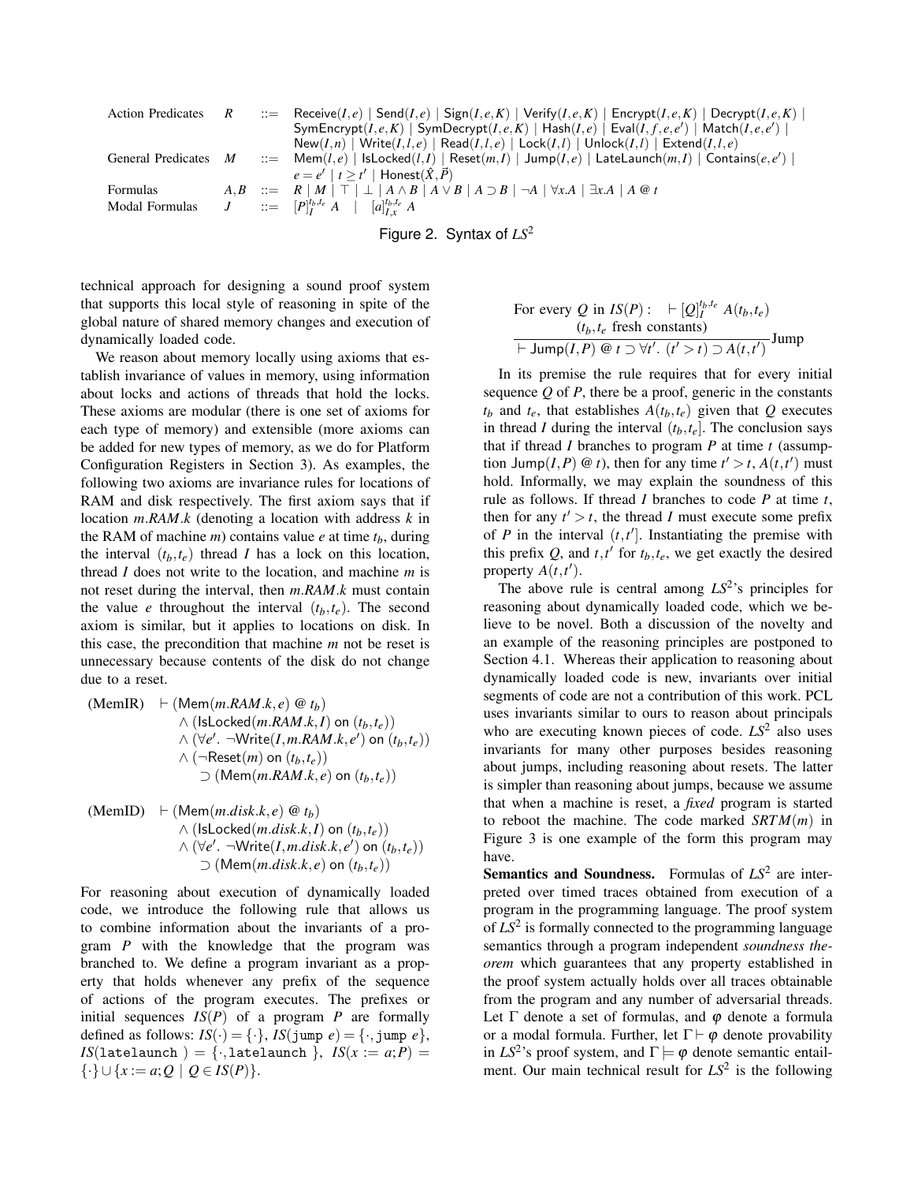$$
\begin{array}{llll}
\text{Action Predicates} & R & ::= & \mathsf{Receive}(I,e) \mid \mathsf{Send}(I,e) \mid \mathsf{Sign}(I,e,K) \mid \mathsf{Verify}(I,e,K) \mid \mathsf{Encrypt}(I,e,K) \mid \mathsf{Decrypt}(I,e,K) \mid \\
 & & & \mathsf{SymEncrypt}(I,e,K) \mid \mathsf{SymDecrypt}(I,e,K) \mid \mathsf{Hash}(I,e) \mid \mathsf{Eval}(I,f,e,e') \mid \mathsf{Match}(I,e,e') \mid \\
 & & & \mathsf{New}(I,n) \mid \mathsf{Write}(I,l,e) \mid \mathsf{Read}(I,l,e) \mid \mathsf{Lock}(I,l) \mid \mathsf{Unlock}(I,l) \mid \mathsf{Extend}(I,l,e) \\
\text{General Predicates} & M & ::= & \mathsf{Mem}(l,e) \mid \mathsf{IsLocked}(l,I) \mid \mathsf{Reset}(m,I) \mid \mathsf{Jump}(I,e) \mid \mathsf{LateLaunch}(m,I) \mid \mathsf{Contains}(e,e') \mid \\
 & & & e = e' \mid t \geq t' \mid \mathsf{Honest}(\hat{X},\vec{P}) \\
\text{Formulas} & A,B & ::= & R \mid M \mid \top \mid \bot \mid A \wedge B \mid A \vee B \mid A \supset B \mid \neg A \mid \forall x.A \mid \exists x.A \mid A \ @ \ t \\
\text{Modal Formulas} & J & ::= & [P]_I^{t_b,t_e}\ A \quad \mid \quad [a]_{I,x}^{t_b,t_e}\ A
\end{array}
$$

Figure 2. Syntax of $LS^2$

technical approach for designing a sound proof system that supports this local style of reasoning in spite of the global nature of shared memory changes and execution of dynamically loaded code.

We reason about memory locally using axioms that establish invariance of values in memory, using information about locks and actions of threads that hold the locks. These axioms are modular (there is one set of axioms for each type of memory) and extensible (more axioms can be added for new types of memory, as we do for Platform Configuration Registers in Section 3). As examples, the following two axioms are invariance rules for locations of RAM and disk respectively. The first axiom says that if location $m.RAM.k$ (denoting a location with address $k$ in the RAM of machine $m$) contains value $e$ at time $t_b$, during the interval $(t_b,t_e)$ thread $I$ has a lock on this location, thread $I$ does not write to the location, and machine $m$ is not reset during the interval, then $m.RAM.k$ must contain the value $e$ throughout the interval $(t_b,t_e)$. The second axiom is similar, but it applies to locations on disk. In this case, the precondition that machine $m$ not be reset is unnecessary because contents of the disk do not change due to a reset.

$$
\begin{array}{ll}
\text{(MemIR)} & \vdash (\mathsf{Mem}(m.RAM.k,e) \ @ \ t_b) \\
 & \quad \wedge (\mathsf{IsLocked}(m.RAM.k,I) \text{ on } (t_b,t_e)) \\
 & \quad \wedge (\forall e'.\ \neg \mathsf{Write}(I,m.RAM.k,e') \text{ on } (t_b,t_e)) \\
 & \quad \wedge (\neg \mathsf{Reset}(m) \text{ on } (t_b,t_e)) \\
 & \qquad \supset (\mathsf{Mem}(m.RAM.k,e) \text{ on } (t_b,t_e))
\end{array}
$$

$$
\begin{array}{ll}
\text{(MemID)} & \vdash (\mathsf{Mem}(m.disk.k,e) \ @ \ t_b) \\
 & \quad \wedge (\mathsf{IsLocked}(m.disk.k,I) \text{ on } (t_b,t_e)) \\
 & \quad \wedge (\forall e'.\ \neg \mathsf{Write}(I,m.disk.k,e') \text{ on } (t_b,t_e)) \\
 & \qquad \supset (\mathsf{Mem}(m.disk.k,e) \text{ on } (t_b,t_e))
\end{array}
$$

For reasoning about execution of dynamically loaded code, we introduce the following rule that allows us to combine information about the invariants of a program $P$ with the knowledge that the program was branched to. We define a program invariant as a property that holds whenever any prefix of the sequence of actions of the program executes. The prefixes or initial sequences $IS(P)$ of a program $P$ are formally defined as follows: $IS(\cdot) = \{\cdot\}$, $IS(\texttt{jump } e) = \{\cdot, \texttt{jump } e\}$, $IS(\texttt{latelaunch}) = \{\cdot, \texttt{latelaunch}\}$, $IS(x := a;P) = \{\cdot\} \cup \{x := a;Q \mid Q \in IS(P)\}$.

$$
\frac{\text{For every } Q \text{ in } IS(P): \quad \vdash [Q]_I^{t_b,t_e}\ A(t_b,t_e) \qquad (t_b,t_e \text{ fresh constants})}{\vdash \mathsf{Jump}(I,P) \ @ \ t \supset \forall t'.\ (t' > t) \supset A(t,t')}\text{Jump}
$$

In its premise the rule requires that for every initial sequence $Q$ of $P$, there be a proof, generic in the constants $t_b$ and $t_e$, that establishes $A(t_b,t_e)$ given that $Q$ executes in thread $I$ during the interval $(t_b,t_e]$. The conclusion says that if thread $I$ branches to program $P$ at time $t$ (assumption $\mathsf{Jump}(I,P) \ @ \ t$), then for any time $t' > t$, $A(t,t')$ must hold. Informally, we may explain the soundness of this rule as follows. If thread $I$ branches to code $P$ at time $t$, then for any $t' > t$, the thread $I$ must execute some prefix of $P$ in the interval $(t,t']$. Instantiating the premise with this prefix $Q$, and $t,t'$ for $t_b,t_e$, we get exactly the desired property $A(t,t')$.

The above rule is central among $LS^2$'s principles for reasoning about dynamically loaded code, which we believe to be novel. Both a discussion of the novelty and an example of the reasoning principles are postponed to Section 4.1. Whereas their application to reasoning about dynamically loaded code is new, invariants over initial segments of code are not a contribution of this work. PCL uses invariants similar to ours to reason about principals who are executing known pieces of code. $LS^2$ also uses invariants for many other purposes besides reasoning about jumps, including reasoning about resets. The latter is simpler than reasoning about jumps, because we assume that when a machine is reset, a *fixed* program is started to reboot the machine. The code marked $SRTM(m)$ in Figure 3 is one example of the form this program may have.

**Semantics and Soundness.** Formulas of $LS^2$ are interpreted over timed traces obtained from execution of a program in the programming language. The proof system of $LS^2$ is formally connected to the programming language semantics through a program independent *soundness theorem* which guarantees that any property established in the proof system actually holds over all traces obtainable from the program and any number of adversarial threads. Let $\Gamma$ denote a set of formulas, and $\varphi$ denote a formula or a modal formula. Further, let $\Gamma \vdash \varphi$ denote provability in $LS^2$'s proof system, and $\Gamma \models \varphi$ denote semantic entailment. Our main technical result for $LS^2$ is the following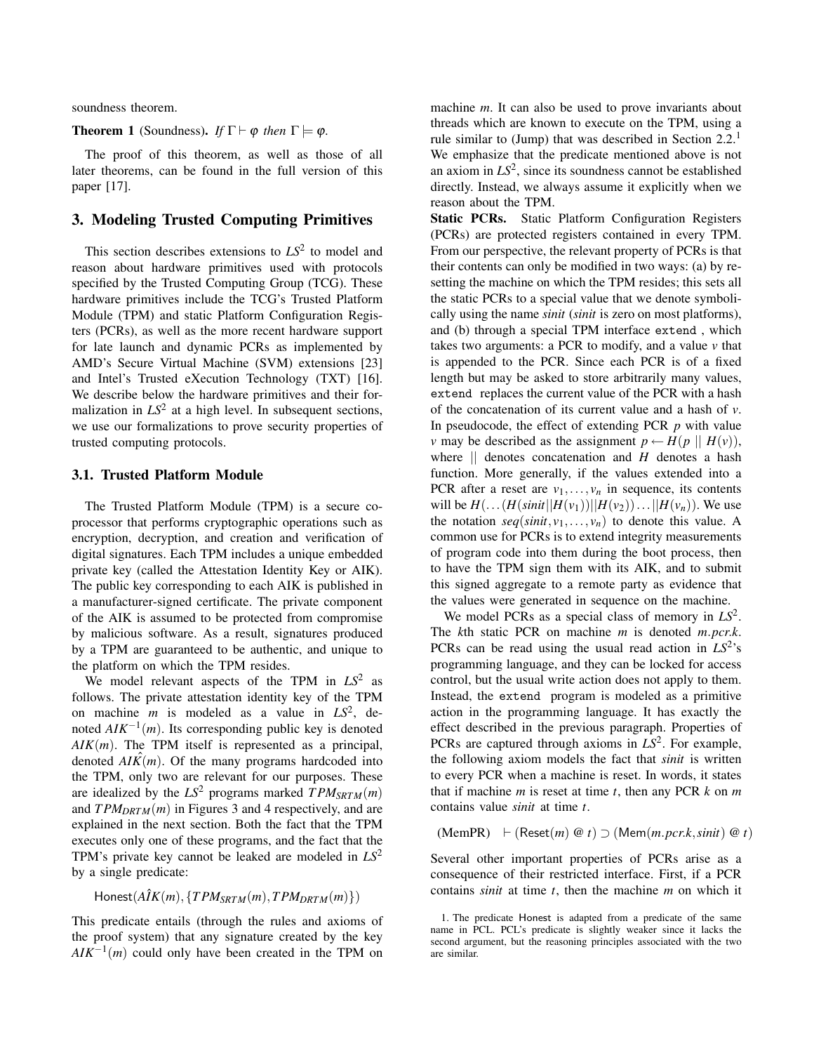soundness theorem.

**Theorem 1** (Soundness). *If* $\Gamma \vdash \varphi$ *then* $\Gamma \models \varphi$.

The proof of this theorem, as well as those of all later theorems, can be found in the full version of this paper [17].

## 3. Modeling Trusted Computing Primitives

This section describes extensions to $LS^2$ to model and reason about hardware primitives used with protocols specified by the Trusted Computing Group (TCG). These hardware primitives include the TCG's Trusted Platform Module (TPM) and static Platform Configuration Registers (PCRs), as well as the more recent hardware support for late launch and dynamic PCRs as implemented by AMD's Secure Virtual Machine (SVM) extensions [23] and Intel's Trusted eXecution Technology (TXT) [16]. We describe below the hardware primitives and their formalization in $LS^2$ at a high level. In subsequent sections, we use our formalizations to prove security properties of trusted computing protocols.

### 3.1. Trusted Platform Module

The Trusted Platform Module (TPM) is a secure coprocessor that performs cryptographic operations such as encryption, decryption, and creation and verification of digital signatures. Each TPM includes a unique embedded private key (called the Attestation Identity Key or AIK). The public key corresponding to each AIK is published in a manufacturer-signed certificate. The private component of the AIK is assumed to be protected from compromise by malicious software. As a result, signatures produced by a TPM are guaranteed to be authentic, and unique to the platform on which the TPM resides.

We model relevant aspects of the TPM in $LS^2$ as follows. The private attestation identity key of the TPM on machine $m$ is modeled as a value in $LS^2$, denoted $AIK^{-1}(m)$. Its corresponding public key is denoted $AIK(m)$. The TPM itself is represented as a principal, denoted $\hat{AIK}(m)$. Of the many programs hardcoded into the TPM, only two are relevant for our purposes. These are idealized by the $LS^2$ programs marked $TPM_{SRTM}(m)$ and $TPM_{DRTM}(m)$ in Figures 3 and 4 respectively, and are explained in the next section. Both the fact that the TPM executes only one of these programs, and the fact that the TPM's private key cannot be leaked are modeled in $LS^2$ by a single predicate:

$$\mathsf{Honest}(\hat{AIK}(m), \{TPM_{SRTM}(m), TPM_{DRTM}(m)\})$$

This predicate entails (through the rules and axioms of the proof system) that any signature created by the key $AIK^{-1}(m)$ could only have been created in the TPM on machine $m$. It can also be used to prove invariants about threads which are known to execute on the TPM, using a rule similar to (Jump) that was described in Section 2.2.[1] We emphasize that the predicate mentioned above is not an axiom in $LS^2$, since its soundness cannot be established directly. Instead, we always assume it explicitly when we reason about the TPM.

**Static PCRs.** Static Platform Configuration Registers (PCRs) are protected registers contained in every TPM. From our perspective, the relevant property of PCRs is that their contents can only be modified in two ways: (a) by resetting the machine on which the TPM resides; this sets all the static PCRs to a special value that we denote symbolically using the name *sinit* (*sinit* is zero on most platforms), and (b) through a special TPM interface `extend`, which takes two arguments: a PCR to modify, and a value $v$ that is appended to the PCR. Since each PCR is of a fixed length but may be asked to store arbitrarily many values, `extend` replaces the current value of the PCR with a hash of the concatenation of its current value and a hash of $v$. In pseudocode, the effect of extending PCR $p$ with value $v$ may be described as the assignment $p \leftarrow H(p \mid\mid H(v))$, where $\mid\mid$ denotes concatenation and $H$ denotes a hash function. More generally, if the values extended into a PCR after a reset are $v_1, \ldots, v_n$ in sequence, its contents will be $H(\ldots(H(sinit||H(v_1))||H(v_2))\ldots||H(v_n))$. We use the notation $seq(sinit, v_1, \ldots, v_n)$ to denote this value. A common use for PCRs is to extend integrity measurements of program code into them during the boot process, then to have the TPM sign them with its AIK, and to submit this signed aggregate to a remote party as evidence that the values were generated in sequence on the machine.

We model PCRs as a special class of memory in $LS^2$. The $k$th static PCR on machine $m$ is denoted $m.pcr.k$. PCRs can be read using the usual read action in $LS^2$'s programming language, and they can be locked for access control, but the usual write action does not apply to them. Instead, the `extend` program is modeled as a primitive action in the programming language. It has exactly the effect described in the previous paragraph. Properties of PCRs are captured through axioms in $LS^2$. For example, the following axiom models the fact that *sinit* is written to every PCR when a machine is reset. In words, it states that if machine $m$ is reset at time $t$, then any PCR $k$ on $m$ contains value *sinit* at time $t$.

$$\text{(MemPR)} \quad \vdash (\mathsf{Reset}(m) \ @ \ t) \supset (\mathsf{Mem}(m.pcr.k, sinit) \ @ \ t)$$

Several other important properties of PCRs arise as a consequence of their restricted interface. First, if a PCR contains *sinit* at time $t$, then the machine $m$ on which it

1. The predicate Honest is adapted from a predicate of the same name in PCL. PCL's predicate is slightly weaker since it lacks the second argument, but the reasoning principles associated with the two are similar.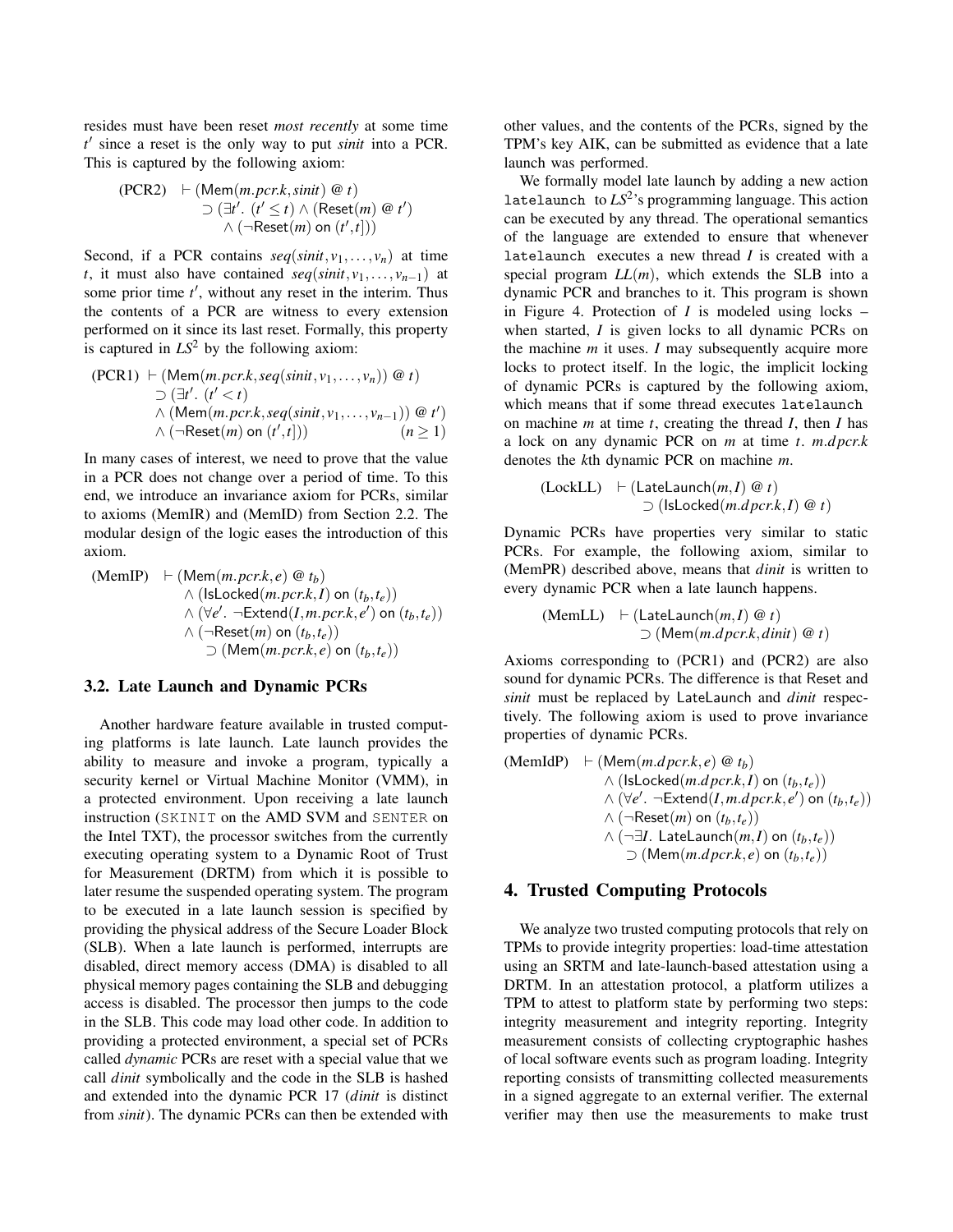resides must have been reset *most recently* at some time $t'$ since a reset is the only way to put *sinit* into a PCR. This is captured by the following axiom:

$$\text{(PCR2)} \quad \vdash (\mathsf{Mem}(m.pcr.k, sinit) \ @ \ t) \supset (\exists t'. \ (t' \leq t) \wedge (\mathsf{Reset}(m) \ @ \ t') \wedge (\neg \mathsf{Reset}(m) \text{ on } (t', t]))$$

Second, if a PCR contains $seq(sinit, v_1, \ldots, v_n)$ at time $t$, it must also have contained $seq(sinit, v_1, \ldots, v_{n-1})$ at some prior time $t'$, without any reset in the interim. Thus the contents of a PCR are witness to every extension performed on it since its last reset. Formally, this property is captured in $LS^2$ by the following axiom:

$$\text{(PCR1)} \ \vdash (\mathsf{Mem}(m.pcr.k, seq(sinit, v_1, \ldots, v_n)) \ @ \ t) \supset (\exists t'. \ (t' < t) \wedge (\mathsf{Mem}(m.pcr.k, seq(sinit, v_1, \ldots, v_{n-1})) \ @ \ t') \wedge (\neg \mathsf{Reset}(m) \text{ on } (t', t])) \qquad (n \geq 1)$$

In many cases of interest, we need to prove that the value in a PCR does not change over a period of time. To this end, we introduce an invariance axiom for PCRs, similar to axioms (MemIR) and (MemID) from Section 2.2. The modular design of the logic eases the introduction of this axiom.

$$\text{(MemIP)} \quad \vdash (\mathsf{Mem}(m.pcr.k, e) \ @ \ t_b) \wedge (\mathsf{IsLocked}(m.pcr.k, I) \text{ on } (t_b, t_e)) \wedge (\forall e'. \ \neg \mathsf{Extend}(I, m.pcr.k, e') \text{ on } (t_b, t_e)) \wedge (\neg \mathsf{Reset}(m) \text{ on } (t_b, t_e)) \supset (\mathsf{Mem}(m.pcr.k, e) \text{ on } (t_b, t_e))$$

### 3.2. Late Launch and Dynamic PCRs

Another hardware feature available in trusted computing platforms is late launch. Late launch provides the ability to measure and invoke a program, typically a security kernel or Virtual Machine Monitor (VMM), in a protected environment. Upon receiving a late launch instruction (SKINIT on the AMD SVM and SENTER on the Intel TXT), the processor switches from the currently executing operating system to a Dynamic Root of Trust for Measurement (DRTM) from which it is possible to later resume the suspended operating system. The program to be executed in a late launch session is specified by providing the physical address of the Secure Loader Block (SLB). When a late launch is performed, interrupts are disabled, direct memory access (DMA) is disabled to all physical memory pages containing the SLB and debugging access is disabled. The processor then jumps to the code in the SLB. This code may load other code. In addition to providing a protected environment, a special set of PCRs called *dynamic* PCRs are reset with a special value that we call *dinit* symbolically and the code in the SLB is hashed and extended into the dynamic PCR 17 (*dinit* is distinct from *sinit*). The dynamic PCRs can then be extended with other values, and the contents of the PCRs, signed by the TPM's key AIK, can be submitted as evidence that a late launch was performed.

We formally model late launch by adding a new action `latelaunch` to $LS^2$'s programming language. This action can be executed by any thread. The operational semantics of the language are extended to ensure that whenever `latelaunch` executes a new thread $I$ is created with a special program $LL(m)$, which extends the SLB into a dynamic PCR and branches to it. This program is shown in Figure 4. Protection of $I$ is modeled using locks – when started, $I$ is given locks to all dynamic PCRs on the machine $m$ it uses. $I$ may subsequently acquire more locks to protect itself. In the logic, the implicit locking of dynamic PCRs is captured by the following axiom, which means that if some thread executes `latelaunch` on machine $m$ at time $t$, creating the thread $I$, then $I$ has a lock on any dynamic PCR on $m$ at time $t$. $m.dpcr.k$ denotes the $k$th dynamic PCR on machine $m$.

$$\text{(LockLL)} \quad \vdash (\mathsf{LateLaunch}(m, I) \ @ \ t) \supset (\mathsf{IsLocked}(m.dpcr.k, I) \ @ \ t)$$

Dynamic PCRs have properties very similar to static PCRs. For example, the following axiom, similar to (MemPR) described above, means that *dinit* is written to every dynamic PCR when a late launch happens.

$$\text{(MemLL)} \quad \vdash (\mathsf{LateLaunch}(m, I) \ @ \ t) \supset (\mathsf{Mem}(m.dpcr.k, dinit) \ @ \ t)$$

Axioms corresponding to (PCR1) and (PCR2) are also sound for dynamic PCRs. The difference is that Reset and *sinit* must be replaced by LateLaunch and *dinit* respectively. The following axiom is used to prove invariance properties of dynamic PCRs.

$$\text{(MemIdP)} \quad \vdash (\mathsf{Mem}(m.dpcr.k, e) \ @ \ t_b) \wedge (\mathsf{IsLocked}(m.dpcr.k, I) \text{ on } (t_b, t_e)) \wedge (\forall e'. \ \neg \mathsf{Extend}(I, m.dpcr.k, e') \text{ on } (t_b, t_e)) \wedge (\neg \mathsf{Reset}(m) \text{ on } (t_b, t_e)) \wedge (\neg \exists I. \ \mathsf{LateLaunch}(m, I) \text{ on } (t_b, t_e)) \supset (\mathsf{Mem}(m.dpcr.k, e) \text{ on } (t_b, t_e))$$

## 4. Trusted Computing Protocols

We analyze two trusted computing protocols that rely on TPMs to provide integrity properties: load-time attestation using an SRTM and late-launch-based attestation using a DRTM. In an attestation protocol, a platform utilizes a TPM to attest to platform state by performing two steps: integrity measurement and integrity reporting. Integrity measurement consists of collecting cryptographic hashes of local software events such as program loading. Integrity reporting consists of transmitting collected measurements in a signed aggregate to an external verifier. The external verifier may then use the measurements to make trust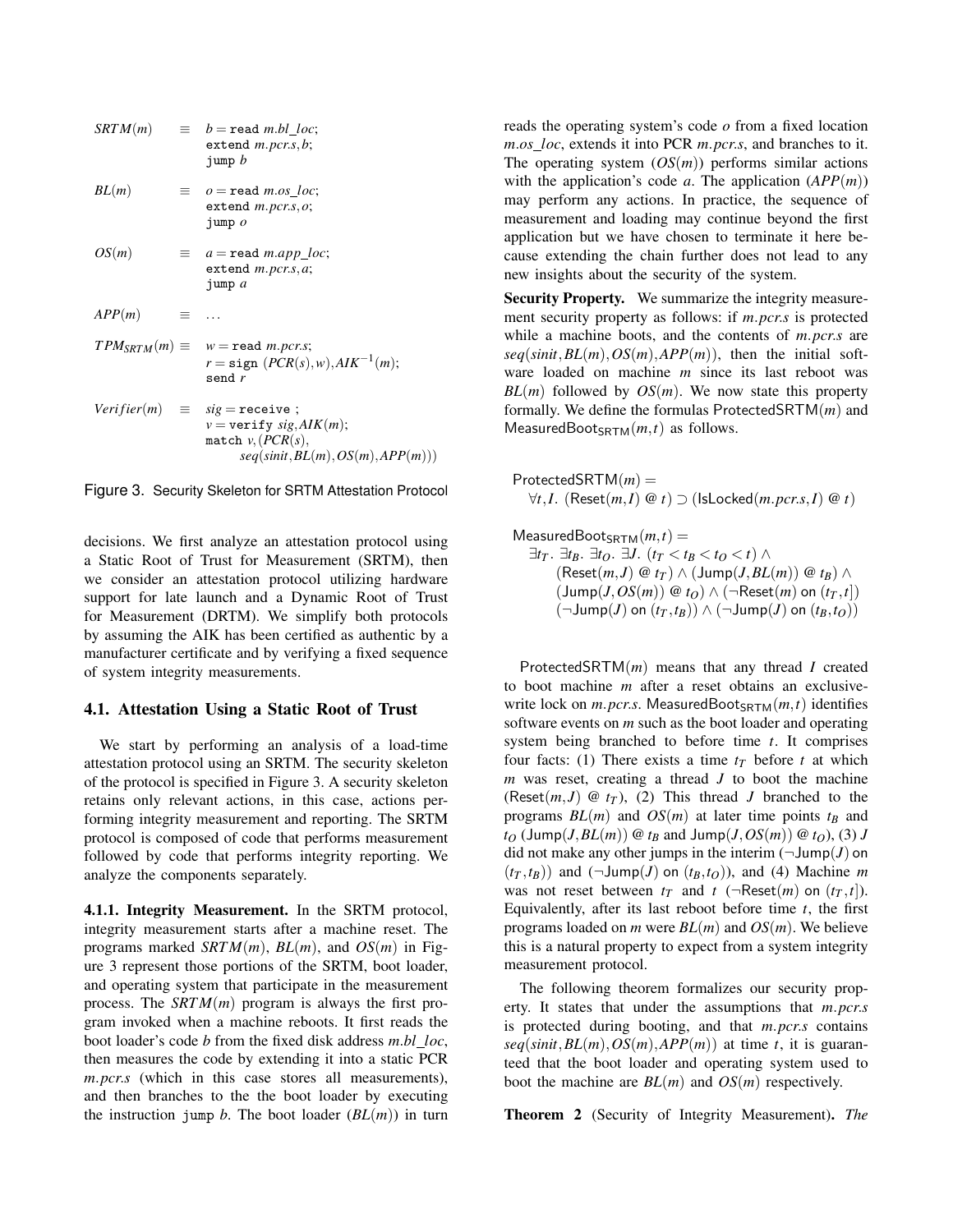```
SRTM(m)       ≡  b = read m.bl_loc;
                 extend m.pcr.s, b;
                 jump b

BL(m)         ≡  o = read m.os_loc;
                 extend m.pcr.s, o;
                 jump o

OS(m)         ≡  a = read m.app_loc;
                 extend m.pcr.s, a;
                 jump a

APP(m)        ≡  ...

TPM_SRTM(m)   ≡  w = read m.pcr.s;
                 r = sign (PCR(s), w), AIK^{-1}(m);
                 send r

Verifier(m)   ≡  sig = receive ;
                 v = verify sig, AIK(m);
                 match v, (PCR(s),
                       seq(sinit, BL(m), OS(m), APP(m)))
```

Figure 3. Security Skeleton for SRTM Attestation Protocol

decisions. We first analyze an attestation protocol using a Static Root of Trust for Measurement (SRTM), then we consider an attestation protocol utilizing hardware support for late launch and a Dynamic Root of Trust for Measurement (DRTM). We simplify both protocols by assuming the AIK has been certified as authentic by a manufacturer certificate and by verifying a fixed sequence of system integrity measurements.

## 4.1. Attestation Using a Static Root of Trust

We start by performing an analysis of a load-time attestation protocol using an SRTM. The security skeleton of the protocol is specified in Figure 3. A security skeleton retains only relevant actions, in this case, actions performing integrity measurement and reporting. The SRTM protocol is composed of code that performs measurement followed by code that performs integrity reporting. We analyze the components separately.

**4.1.1. Integrity Measurement.** In the SRTM protocol, integrity measurement starts after a machine reset. The programs marked $SRTM(m)$, $BL(m)$, and $OS(m)$ in Figure 3 represent those portions of the SRTM, boot loader, and operating system that participate in the measurement process. The $SRTM(m)$ program is always the first program invoked when a machine reboots. It first reads the boot loader's code $b$ from the fixed disk address $m.bl\_loc$, then measures the code by extending it into a static PCR $m.pcr.s$ (which in this case stores all measurements), and then branches to the the boot loader by executing the instruction `jump` $b$. The boot loader ($BL(m)$) in turn reads the operating system's code $o$ from a fixed location $m.os\_loc$, extends it into PCR $m.pcr.s$, and branches to it. The operating system ($OS(m)$) performs similar actions with the application's code $a$. The application ($APP(m)$) may perform any actions. In practice, the sequence of measurement and loading may continue beyond the first application but we have chosen to terminate it here because extending the chain further does not lead to any new insights about the security of the system.

**Security Property.** We summarize the integrity measurement security property as follows: if $m.pcr.s$ is protected while a machine boots, and the contents of $m.pcr.s$ are $seq(sinit, BL(m), OS(m), APP(m))$, then the initial software loaded on machine $m$ since its last reboot was $BL(m)$ followed by $OS(m)$. We now state this property formally. We define the formulas $\mathsf{ProtectedSRTM}(m)$ and $\mathsf{MeasuredBoot}_{\mathsf{SRTM}}(m,t)$ as follows.

$$\mathsf{ProtectedSRTM}(m) = \\ \quad \forall t, I.\ (\mathsf{Reset}(m,I)\ @\ t) \supset (\mathsf{IsLocked}(m.pcr.s, I)\ @\ t)$$

$$\begin{aligned}
&\mathsf{MeasuredBoot}_{\mathsf{SRTM}}(m,t) = \\
&\quad \exists t_T.\ \exists t_B.\ \exists t_O.\ \exists J.\ (t_T < t_B < t_O < t) \wedge \\
&\qquad (\mathsf{Reset}(m,J)\ @\ t_T) \wedge (\mathsf{Jump}(J, BL(m))\ @\ t_B) \wedge \\
&\qquad (\mathsf{Jump}(J, OS(m))\ @\ t_O) \wedge (\neg\mathsf{Reset}(m) \text{ on } (t_T, t]) \\
&\qquad (\neg\mathsf{Jump}(J) \text{ on } (t_T, t_B)) \wedge (\neg\mathsf{Jump}(J) \text{ on } (t_B, t_O))
\end{aligned}$$

$\mathsf{ProtectedSRTM}(m)$ means that any thread $I$ created to boot machine $m$ after a reset obtains an exclusive-write lock on $m.pcr.s$. $\mathsf{MeasuredBoot}_{\mathsf{SRTM}}(m,t)$ identifies software events on $m$ such as the boot loader and operating system being branched to before time $t$. It comprises four facts: (1) There exists a time $t_T$ before $t$ at which $m$ was reset, creating a thread $J$ to boot the machine ($\mathsf{Reset}(m,J)\ @\ t_T$), (2) This thread $J$ branched to the programs $BL(m)$ and $OS(m)$ at later time points $t_B$ and $t_O$ ($\mathsf{Jump}(J, BL(m))\ @\ t_B$ and $\mathsf{Jump}(J, OS(m))\ @\ t_O$), (3) $J$ did not make any other jumps in the interim ($\neg\mathsf{Jump}(J)$ on $(t_T, t_B)$) and ($\neg\mathsf{Jump}(J)$ on $(t_B, t_O)$), and (4) Machine $m$ was not reset between $t_T$ and $t$ ($\neg\mathsf{Reset}(m)$ on $(t_T, t]$). Equivalently, after its last reboot before time $t$, the first programs loaded on $m$ were $BL(m)$ and $OS(m)$. We believe this is a natural property to expect from a system integrity measurement protocol.

The following theorem formalizes our security property. It states that under the assumptions that $m.pcr.s$ is protected during booting, and that $m.pcr.s$ contains $seq(sinit, BL(m), OS(m), APP(m))$ at time $t$, it is guaranteed that the boot loader and operating system used to boot the machine are $BL(m)$ and $OS(m)$ respectively.

**Theorem 2** (Security of Integrity Measurement)**.** *The*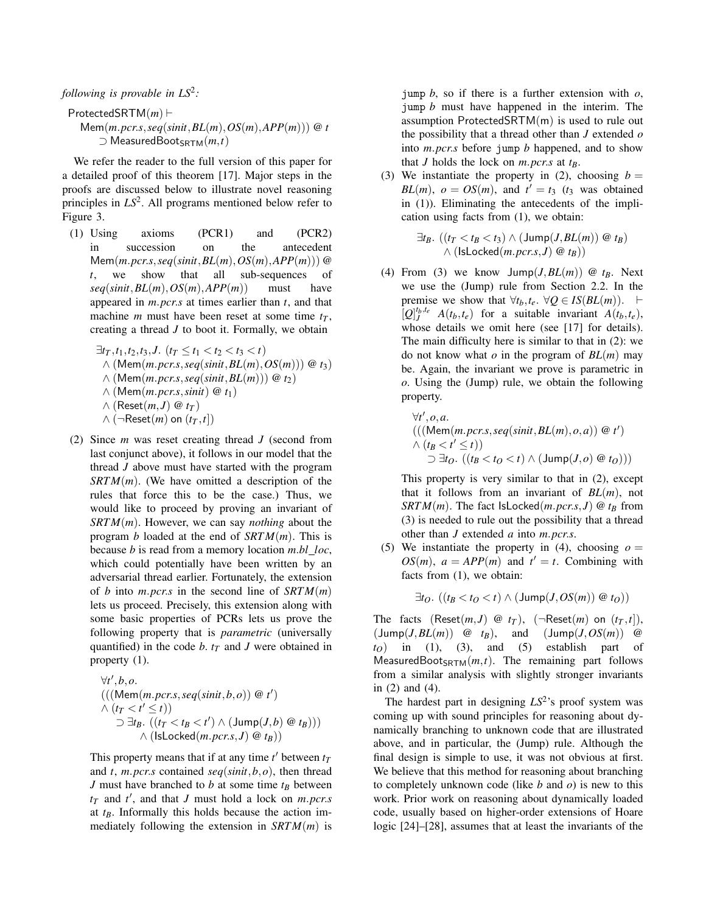*following is provable in $LS^2$:*

$$\mathsf{ProtectedSRTM}(m) \vdash \mathsf{Mem}(m.pcr.s, seq(sinit, BL(m), OS(m), APP(m))) \text{ @ } t \supset \mathsf{MeasuredBoot}_{\mathsf{SRTM}}(m,t)$$

We refer the reader to the full version of this paper for a detailed proof of this theorem [17]. Major steps in the proofs are discussed below to illustrate novel reasoning principles in $LS^2$. All programs mentioned below refer to Figure 3.

(1) Using axioms (PCR1) and (PCR2) in succession on the antecedent $\mathsf{Mem}(m.pcr.s, seq(sinit, BL(m), OS(m), APP(m)))$ @ $t$, we show that all sub-sequences of $seq(sinit, BL(m), OS(m), APP(m))$ must have appeared in $m.pcr.s$ at times earlier than $t$, and that machine $m$ must have been reset at some time $t_T$, creating a thread $J$ to boot it. Formally, we obtain

$$\begin{aligned}&\exists t_T, t_1, t_2, t_3, J.\ (t_T \leq t_1 < t_2 < t_3 < t)\\ &\wedge (\mathsf{Mem}(m.pcr.s, seq(sinit, BL(m), OS(m))) \text{ @ } t_3)\\ &\wedge (\mathsf{Mem}(m.pcr.s, seq(sinit, BL(m))) \text{ @ } t_2)\\ &\wedge (\mathsf{Mem}(m.pcr.s, sinit) \text{ @ } t_1)\\ &\wedge (\mathsf{Reset}(m,J) \text{ @ } t_T)\\ &\wedge (\neg\mathsf{Reset}(m) \text{ on } (t_T, t])\end{aligned}$$

(2) Since $m$ was reset creating thread $J$ (second from last conjunct above), it follows in our model that the thread $J$ above must have started with the program $SRTM(m)$. (We have omitted a description of the rules that force this to be the case.) Thus, we would like to proceed by proving an invariant of $SRTM(m)$. However, we can say *nothing* about the program $b$ loaded at the end of $SRTM(m)$. This is because $b$ is read from a memory location $m.bl\_loc$, which could potentially have been written by an adversarial thread earlier. Fortunately, the extension of $b$ into $m.pcr.s$ in the second line of $SRTM(m)$ lets us proceed. Precisely, this extension along with some basic properties of PCRs lets us prove the following property that is *parametric* (universally quantified) in the code $b$. $t_T$ and $J$ were obtained in property (1).

$$\begin{aligned}&\forall t', b, o.\\ &(((\mathsf{Mem}(m.pcr.s, seq(sinit, b, o)) \text{ @ } t')\\ &\wedge (t_T < t' \leq t))\\ &\quad \supset \exists t_B.\ ((t_T < t_B < t') \wedge (\mathsf{Jump}(J,b) \text{ @ } t_B)))\\ &\qquad \wedge (\mathsf{IsLocked}(m.pcr.s, J) \text{ @ } t_B))\end{aligned}$$

This property means that if at any time $t'$ between $t_T$ and $t$, $m.pcr.s$ contained $seq(sinit, b, o)$, then thread $J$ must have branched to $b$ at some time $t_B$ between $t_T$ and $t'$, and that $J$ must hold a lock on $m.pcr.s$ at $t_B$. Informally this holds because the action immediately following the extension in $SRTM(m)$ is `jump` $b$, so if there is a further extension with $o$, `jump` $b$ must have happened in the interim. The assumption ProtectedSRTM(m) is used to rule out the possibility that a thread other than $J$ extended $o$ into $m.pcr.s$ before `jump` $b$ happened, and to show that $J$ holds the lock on $m.pcr.s$ at $t_B$.

(3) We instantiate the property in (2), choosing $b = BL(m)$, $o = OS(m)$, and $t' = t_3$ ($t_3$ was obtained in (1)). Eliminating the antecedents of the implication using facts from (1), we obtain:

$$\begin{aligned}&\exists t_B.\ ((t_T < t_B < t_3) \wedge (\mathsf{Jump}(J, BL(m)) \text{ @ } t_B)\\ &\quad \wedge (\mathsf{IsLocked}(m.pcr.s, J) \text{ @ } t_B))\end{aligned}$$

(4) From (3) we know $\mathsf{Jump}(J, BL(m))$ @ $t_B$. Next we use the (Jump) rule from Section 2.2. In the premise we show that $\forall t_b, t_e.\ \forall Q \in IS(BL(m)).\ \vdash [Q]_J^{t_b,t_e}\ A(t_b,t_e)$ for a suitable invariant $A(t_b,t_e)$, whose details we omit here (see [17] for details). The main difficulty here is similar to that in (2): we do not know what $o$ in the program of $BL(m)$ may be. Again, the invariant we prove is parametric in $o$. Using the (Jump) rule, we obtain the following property.

$$\begin{aligned}&\forall t', o, a.\\ &(((\mathsf{Mem}(m.pcr.s, seq(sinit, BL(m), o, a)) \text{ @ } t')\\ &\wedge (t_B < t' \leq t))\\ &\quad \supset \exists t_O.\ ((t_B < t_O < t) \wedge (\mathsf{Jump}(J,o) \text{ @ } t_O)))\end{aligned}$$

This property is very similar to that in (2), except that it follows from an invariant of $BL(m)$, not $SRTM(m)$. The fact $\mathsf{IsLocked}(m.pcr.s, J)$ @ $t_B$ from (3) is needed to rule out the possibility that a thread other than $J$ extended $a$ into $m.pcr.s$.

(5) We instantiate the property in (4), choosing $o = OS(m)$, $a = APP(m)$ and $t' = t$. Combining with facts from (1), we obtain:

$$\exists t_O.\ ((t_B < t_O < t) \wedge (\mathsf{Jump}(J, OS(m)) \text{ @ } t_O))$$

The facts $(\mathsf{Reset}(m,J)$ @ $t_T)$, $(\neg\mathsf{Reset}(m)$ on $(t_T,t])$, $(\mathsf{Jump}(J, BL(m))$ @ $t_B)$, and $(\mathsf{Jump}(J, OS(m))$ @ $t_O)$ in (1), (3), and (5) establish part of $\mathsf{MeasuredBoot}_{\mathsf{SRTM}}(m,t)$. The remaining part follows from a similar analysis with slightly stronger invariants in (2) and (4).

The hardest part in designing $LS^2$'s proof system was coming up with sound principles for reasoning about dynamically branching to unknown code that are illustrated above, and in particular, the (Jump) rule. Although the final design is simple to use, it was not obvious at first. We believe that this method for reasoning about branching to completely unknown code (like $b$ and $o$) is new to this work. Prior work on reasoning about dynamically loaded code, usually based on higher-order extensions of Hoare logic [24]–[28], assumes that at least the invariants of the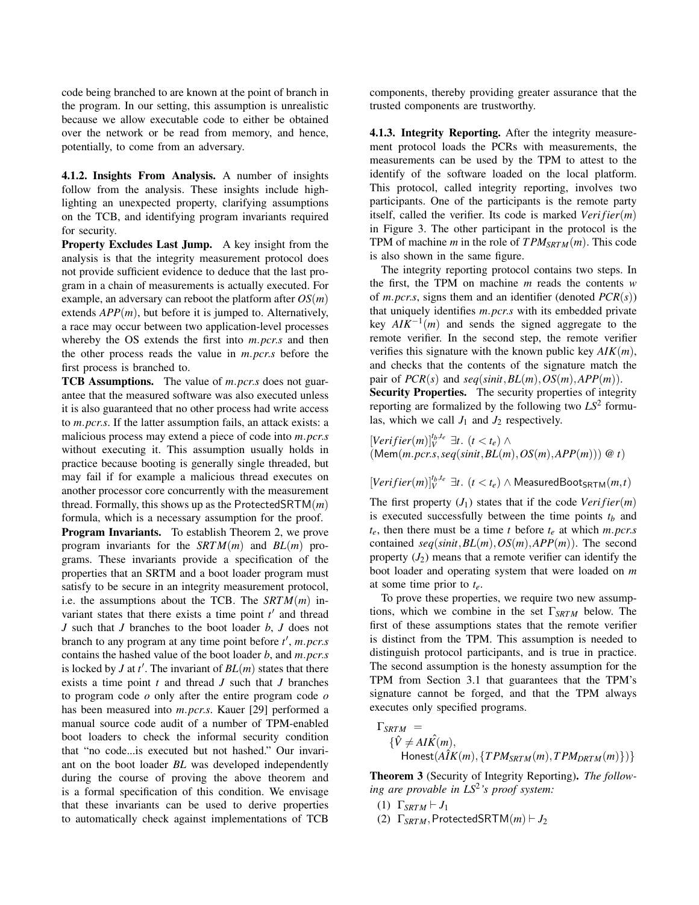code being branched to are known at the point of branch in the program. In our setting, this assumption is unrealistic because we allow executable code to either be obtained over the network or be read from memory, and hence, potentially, to come from an adversary.

#### 4.1.2. Insights From Analysis.

A number of insights follow from the analysis. These insights include highlighting an unexpected property, clarifying assumptions on the TCB, and identifying program invariants required for security.

**Property Excludes Last Jump.** A key insight from the analysis is that the integrity measurement protocol does not provide sufficient evidence to deduce that the last program in a chain of measurements is actually executed. For example, an adversary can reboot the platform after $OS(m)$ extends $APP(m)$, but before it is jumped to. Alternatively, a race may occur between two application-level processes whereby the OS extends the first into $m.pcr.s$ and then the other process reads the value in $m.pcr.s$ before the first process is branched to.

**TCB Assumptions.** The value of $m.pcr.s$ does not guarantee that the measured software was also executed unless it is also guaranteed that no other process had write access to $m.pcr.s$. If the latter assumption fails, an attack exists: a malicious process may extend a piece of code into $m.pcr.s$ without executing it. This assumption usually holds in practice because booting is generally single threaded, but may fail if for example a malicious thread executes on another processor core concurrently with the measurement thread. Formally, this shows up as the $\mathsf{ProtectedSRTM}(m)$ formula, which is a necessary assumption for the proof.

**Program Invariants.** To establish Theorem 2, we prove program invariants for the $SRTM(m)$ and $BL(m)$ programs. These invariants provide a specification of the properties that an SRTM and a boot loader program must satisfy to be secure in an integrity measurement protocol, i.e. the assumptions about the TCB. The $SRTM(m)$ invariant states that there exists a time point $t'$ and thread $J$ such that $J$ branches to the boot loader $b$, $J$ does not branch to any program at any time point before $t'$, $m.pcr.s$ contains the hashed value of the boot loader $b$, and $m.pcr.s$ is locked by $J$ at $t'$. The invariant of $BL(m)$ states that there exists a time point $t$ and thread $J$ such that $J$ branches to program code $o$ only after the entire program code $o$ has been measured into $m.pcr.s$. Kauer [29] performed a manual source code audit of a number of TPM-enabled boot loaders to check the informal security condition that "no code...is executed but not hashed." Our invariant on the boot loader $BL$ was developed independently during the course of proving the above theorem and is a formal specification of this condition. We envisage that these invariants can be used to derive properties to automatically check against implementations of TCB components, thereby providing greater assurance that the trusted components are trustworthy.

#### 4.1.3. Integrity Reporting.

After the integrity measurement protocol loads the PCRs with measurements, the measurements can be used by the TPM to attest to the identify of the software loaded on the local platform. This protocol, called integrity reporting, involves two participants. One of the participants is the remote party itself, called the verifier. Its code is marked $Verifier(m)$ in Figure 3. The other participant in the protocol is the TPM of machine $m$ in the role of $TPM_{SRTM}(m)$. This code is also shown in the same figure.

The integrity reporting protocol contains two steps. In the first, the TPM on machine $m$ reads the contents $w$ of $m.pcr.s$, signs them and an identifier (denoted $PCR(s)$) that uniquely identifies $m.pcr.s$ with its embedded private key $AIK^{-1}(m)$ and sends the signed aggregate to the remote verifier. In the second step, the remote verifier verifies this signature with the known public key $AIK(m)$, and checks that the contents of the signature match the pair of $PCR(s)$ and $seq(sinit, BL(m), OS(m), APP(m))$.

**Security Properties.** The security properties of integrity reporting are formalized by the following two $LS^2$ formulas, which we call $J_1$ and $J_2$ respectively.

$$[Verifier(m)]_V^{t_b,t_e}\ \exists t.\ (t < t_e) \wedge (\mathsf{Mem}(m.pcr.s, seq(sinit, BL(m), OS(m), APP(m)))\ @\ t)$$

$$[Verifier(m)]_V^{t_b,t_e}\ \exists t.\ (t < t_e) \wedge \mathsf{MeasuredBoot}_{\mathsf{SRTM}}(m,t)$$

The first property ($J_1$) states that if the code $Verifier(m)$ is executed successfully between the time points $t_b$ and $t_e$, then there must be a time $t$ before $t_e$ at which $m.pcr.s$ contained $seq(sinit, BL(m), OS(m), APP(m))$. The second property ($J_2$) means that a remote verifier can identify the boot loader and operating system that were loaded on $m$ at some time prior to $t_e$.

To prove these properties, we require two new assumptions, which we combine in the set $\Gamma_{SRTM}$ below. The first of these assumptions states that the remote verifier is distinct from the TPM. This assumption is needed to distinguish protocol participants, and is true in practice. The second assumption is the honesty assumption for the TPM from Section 3.1 that guarantees that the TPM's signature cannot be forged, and that the TPM always executes only specified programs.

$$\Gamma_{SRTM} = \{\hat{V} \neq \hat{AIK}(m), \mathsf{Honest}(\hat{AIK}(m), \{TPM_{SRTM}(m), TPM_{DRTM}(m)\})\}$$

**Theorem 3** (Security of Integrity Reporting)**.** *The following are provable in $LS^2$'s proof system:*

1. $\Gamma_{SRTM} \vdash J_1$
2. $\Gamma_{SRTM}, \mathsf{ProtectedSRTM}(m) \vdash J_2$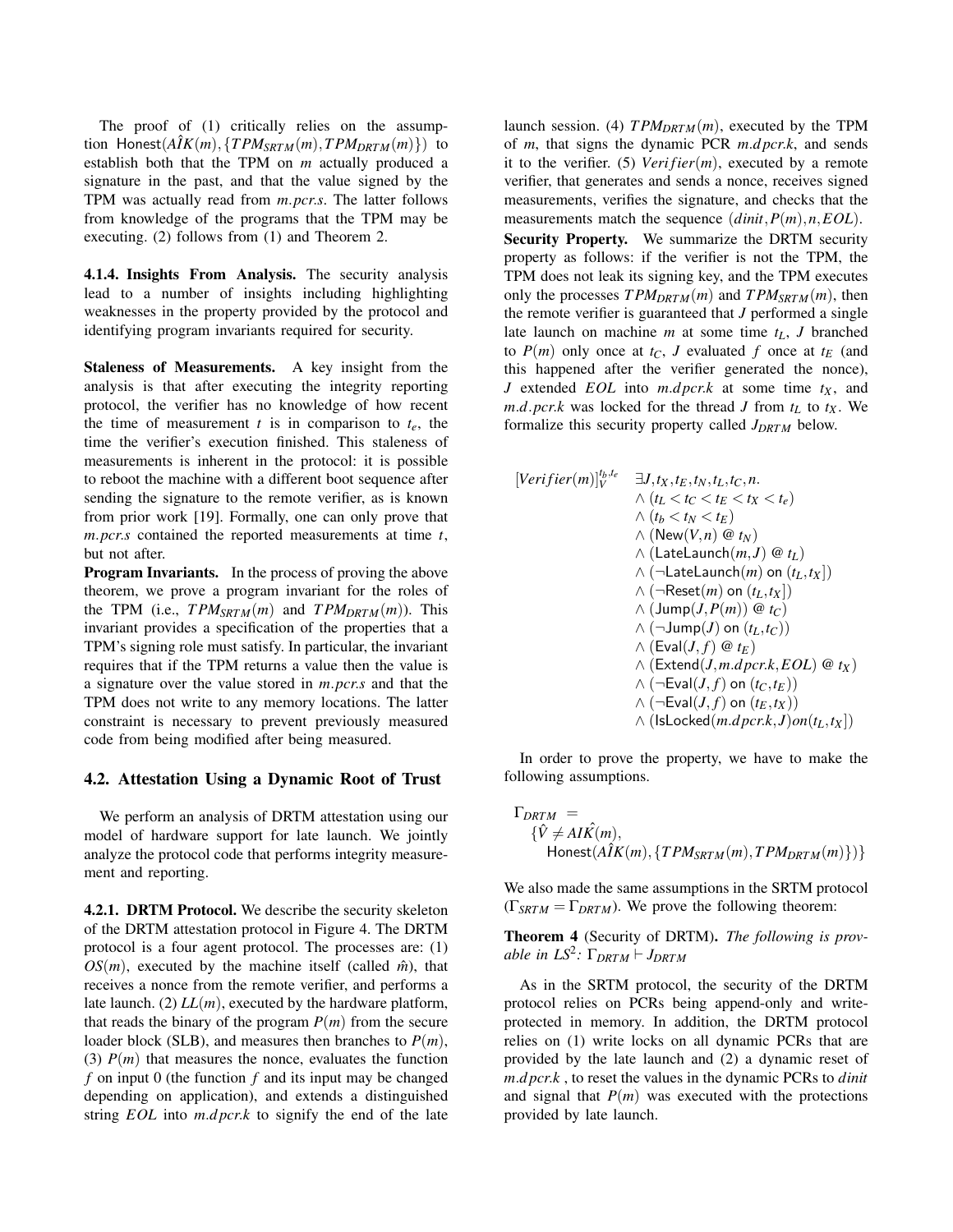The proof of (1) critically relies on the assumption $\mathsf{Honest}(\hat{AIK}(m), \{TPM_{SRTM}(m), TPM_{DRTM}(m)\})$ to establish both that the TPM on $m$ actually produced a signature in the past, and that the value signed by the TPM was actually read from $m.pcr.s$. The latter follows from knowledge of the programs that the TPM may be executing. (2) follows from (1) and Theorem 2.

**4.1.4. Insights From Analysis.** The security analysis lead to a number of insights including highlighting weaknesses in the property provided by the protocol and identifying program invariants required for security.

**Staleness of Measurements.** A key insight from the analysis is that after executing the integrity reporting protocol, the verifier has no knowledge of how recent the time of measurement $t$ is in comparison to $t_e$, the time the verifier's execution finished. This staleness of measurements is inherent in the protocol: it is possible to reboot the machine with a different boot sequence after sending the signature to the remote verifier, as is known from prior work [19]. Formally, one can only prove that $m.pcr.s$ contained the reported measurements at time $t$, but not after.

**Program Invariants.** In the process of proving the above theorem, we prove a program invariant for the roles of the TPM (i.e., $TPM_{SRTM}(m)$ and $TPM_{DRTM}(m)$). This invariant provides a specification of the properties that a TPM's signing role must satisfy. In particular, the invariant requires that if the TPM returns a value then the value is a signature over the value stored in $m.pcr.s$ and that the TPM does not write to any memory locations. The latter constraint is necessary to prevent previously measured code from being modified after being measured.

## 4.2. Attestation Using a Dynamic Root of Trust

We perform an analysis of DRTM attestation using our model of hardware support for late launch. We jointly analyze the protocol code that performs integrity measurement and reporting.

**4.2.1. DRTM Protocol.** We describe the security skeleton of the DRTM attestation protocol in Figure 4. The DRTM protocol is a four agent protocol. The processes are: (1) $OS(m)$, executed by the machine itself (called $\hat{m}$), that receives a nonce from the remote verifier, and performs a late launch. (2) $LL(m)$, executed by the hardware platform, that reads the binary of the program $P(m)$ from the secure loader block (SLB), and measures then branches to $P(m)$, (3) $P(m)$ that measures the nonce, evaluates the function $f$ on input 0 (the function $f$ and its input may be changed depending on application), and extends a distinguished string $EOL$ into $m.dpcr.k$ to signify the end of the late launch session. (4) $TPM_{DRTM}(m)$, executed by the TPM of $m$, that signs the dynamic PCR $m.dpcr.k$, and sends it to the verifier. (5) $Verifier(m)$, executed by a remote verifier, that generates and sends a nonce, receives signed measurements, verifies the signature, and checks that the measurements match the sequence $(dinit, P(m), n, EOL)$.

**Security Property.** We summarize the DRTM security property as follows: if the verifier is not the TPM, the TPM does not leak its signing key, and the TPM executes only the processes $TPM_{DRTM}(m)$ and $TPM_{SRTM}(m)$, then the remote verifier is guaranteed that $J$ performed a single late launch on machine $m$ at some time $t_L$, $J$ branched to $P(m)$ only once at $t_C$, $J$ evaluated $f$ once at $t_E$ (and this happened after the verifier generated the nonce), $J$ extended $EOL$ into $m.dpcr.k$ at some time $t_X$, and $m.d.pcr.k$ was locked for the thread $J$ from $t_L$ to $t_X$. We formalize this security property called $J_{DRTM}$ below.

$$
\begin{array}{ll}
[Verifier(m)]_V^{t_b,t_e} & \exists J, t_X, t_E, t_N, t_L, t_C, n. \\
& \wedge\ (t_L < t_C < t_E < t_X < t_e) \\
& \wedge\ (t_b < t_N < t_E) \\
& \wedge\ (\mathsf{New}(V,n)\ @\ t_N) \\
& \wedge\ (\mathsf{LateLaunch}(m,J)\ @\ t_L) \\
& \wedge\ (\neg\mathsf{LateLaunch}(m)\ \mathsf{on}\ (t_L, t_X]) \\
& \wedge\ (\neg\mathsf{Reset}(m)\ \mathsf{on}\ (t_L, t_X]) \\
& \wedge\ (\mathsf{Jump}(J, P(m))\ @\ t_C) \\
& \wedge\ (\neg\mathsf{Jump}(J)\ \mathsf{on}\ (t_L, t_C)) \\
& \wedge\ (\mathsf{Eval}(J, f)\ @\ t_E) \\
& \wedge\ (\mathsf{Extend}(J, m.dpcr.k, EOL)\ @\ t_X) \\
& \wedge\ (\neg\mathsf{Eval}(J, f)\ \mathsf{on}\ (t_C, t_E)) \\
& \wedge\ (\neg\mathsf{Eval}(J, f)\ \mathsf{on}\ (t_E, t_X)) \\
& \wedge\ (\mathsf{IsLocked}(m.dpcr.k, J) on (t_L, t_X])
\end{array}
$$

In order to prove the property, we have to make the following assumptions.

$$
\begin{array}{l}
\Gamma_{DRTM} = \\
\quad \{\hat{V} \neq \hat{AIK}(m), \\
\quad\ \mathsf{Honest}(\hat{AIK}(m), \{TPM_{SRTM}(m), TPM_{DRTM}(m)\})\}
\end{array}
$$

We also made the same assumptions in the SRTM protocol ($\Gamma_{SRTM} = \Gamma_{DRTM}$). We prove the following theorem:

**Theorem 4** (Security of DRTM). *The following is provable in $LS^2$: $\Gamma_{DRTM} \vdash J_{DRTM}$*

As in the SRTM protocol, the security of the DRTM protocol relies on PCRs being append-only and write-protected in memory. In addition, the DRTM protocol relies on (1) write locks on all dynamic PCRs that are provided by the late launch and (2) a dynamic reset of $m.dpcr.k$ , to reset the values in the dynamic PCRs to $dinit$ and signal that $P(m)$ was executed with the protections provided by late launch.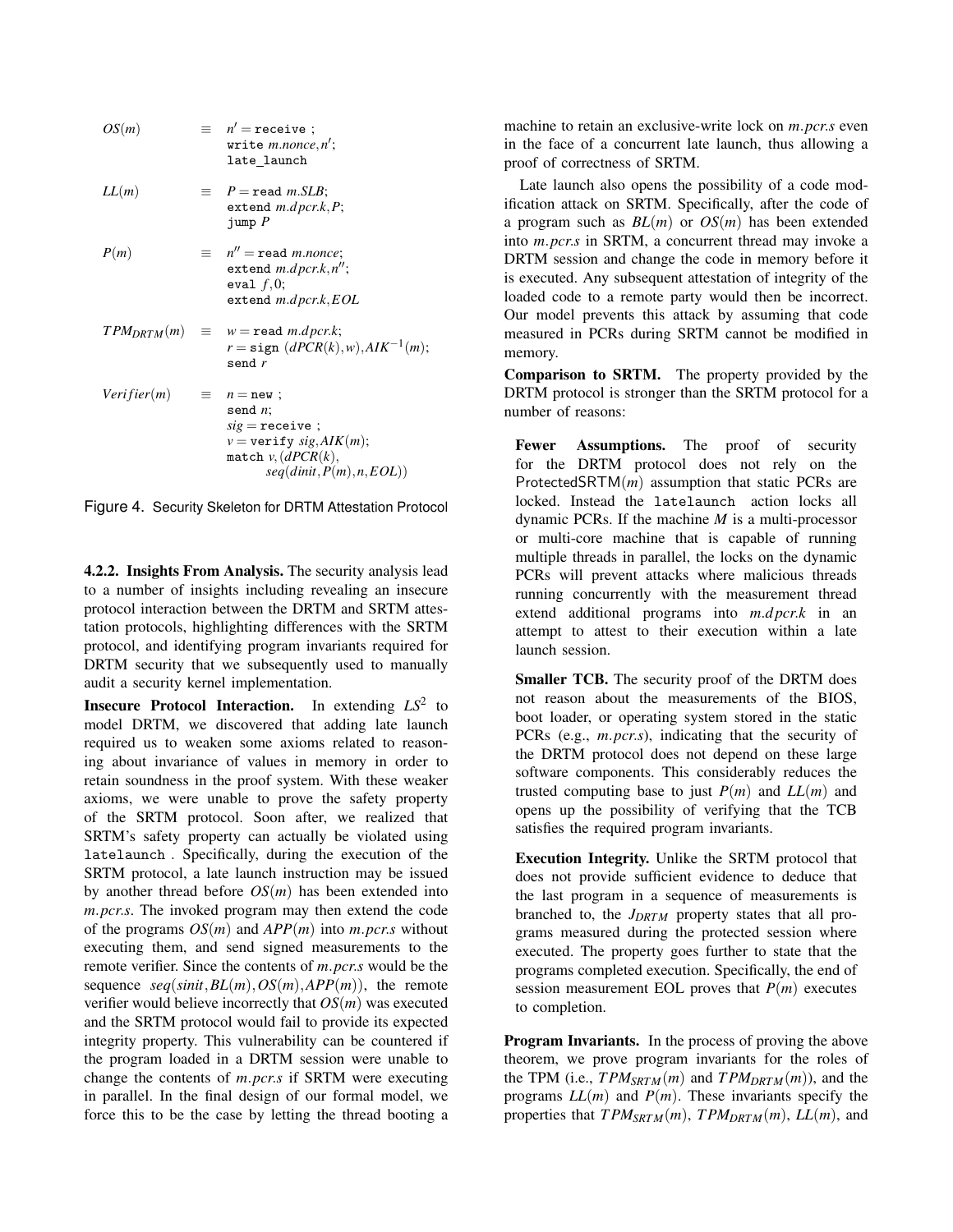$$
\begin{array}{lll}
OS(m) & \equiv & n' = \texttt{receive};\\
& & \texttt{write}\ m.nonce, n';\\
& & \texttt{late\_launch}\\
\\
LL(m) & \equiv & P = \texttt{read}\ m.SLB;\\
& & \texttt{extend}\ m.dpcr.k, P;\\
& & \texttt{jump}\ P\\
\\
P(m) & \equiv & n'' = \texttt{read}\ m.nonce;\\
& & \texttt{extend}\ m.dpcr.k, n'';\\
& & \texttt{eval}\ f, 0;\\
& & \texttt{extend}\ m.dpcr.k, EOL\\
\\
TPM_{DRTM}(m) & \equiv & w = \texttt{read}\ m.dpcr.k;\\
& & r = \texttt{sign}\ (dPCR(k), w), AIK^{-1}(m);\\
& & \texttt{send}\ r\\
\\
Verifier(m) & \equiv & n = \texttt{new};\\
& & \texttt{send}\ n;\\
& & sig = \texttt{receive};\\
& & v = \texttt{verify}\ sig, AIK(m);\\
& & \texttt{match}\ v, (dPCR(k),\\
& & \quad seq(dinit, P(m), n, EOL))
\end{array}
$$

Figure 4. Security Skeleton for DRTM Attestation Protocol

**4.2.2. Insights From Analysis.** The security analysis lead to a number of insights including revealing an insecure protocol interaction between the DRTM and SRTM attestation protocols, highlighting differences with the SRTM protocol, and identifying program invariants required for DRTM security that we subsequently used to manually audit a security kernel implementation.

**Insecure Protocol Interaction.** In extending $LS^2$ to model DRTM, we discovered that adding late launch required us to weaken some axioms related to reasoning about invariance of values in memory in order to retain soundness in the proof system. With these weaker axioms, we were unable to prove the safety property of the SRTM protocol. Soon after, we realized that SRTM's safety property can actually be violated using `latelaunch` . Specifically, during the execution of the SRTM protocol, a late launch instruction may be issued by another thread before $OS(m)$ has been extended into $m.pcr.s$. The invoked program may then extend the code of the programs $OS(m)$ and $APP(m)$ into $m.pcr.s$ without executing them, and send signed measurements to the remote verifier. Since the contents of $m.pcr.s$ would be the sequence $seq(sinit, BL(m), OS(m), APP(m))$, the remote verifier would believe incorrectly that $OS(m)$ was executed and the SRTM protocol would fail to provide its expected integrity property. This vulnerability can be countered if the program loaded in a DRTM session were unable to change the contents of $m.pcr.s$ if SRTM were executing in parallel. In the final design of our formal model, we force this to be the case by letting the thread booting a machine to retain an exclusive-write lock on $m.pcr.s$ even in the face of a concurrent late launch, thus allowing a proof of correctness of SRTM.

Late launch also opens the possibility of a code modification attack on SRTM. Specifically, after the code of a program such as $BL(m)$ or $OS(m)$ has been extended into $m.pcr.s$ in SRTM, a concurrent thread may invoke a DRTM session and change the code in memory before it is executed. Any subsequent attestation of integrity of the loaded code to a remote party would then be incorrect. Our model prevents this attack by assuming that code measured in PCRs during SRTM cannot be modified in memory.

**Comparison to SRTM.** The property provided by the DRTM protocol is stronger than the SRTM protocol for a number of reasons:

**Fewer Assumptions.** The proof of security for the DRTM protocol does not rely on the ProtectedSRTM($m$) assumption that static PCRs are locked. Instead the `latelaunch` action locks all dynamic PCRs. If the machine $M$ is a multi-processor or multi-core machine that is capable of running multiple threads in parallel, the locks on the dynamic PCRs will prevent attacks where malicious threads running concurrently with the measurement thread extend additional programs into $m.dpcr.k$ in an attempt to attest to their execution within a late launch session.

**Smaller TCB.** The security proof of the DRTM does not reason about the measurements of the BIOS, boot loader, or operating system stored in the static PCRs (e.g., $m.pcr.s$), indicating that the security of the DRTM protocol does not depend on these large software components. This considerably reduces the trusted computing base to just $P(m)$ and $LL(m)$ and opens up the possibility of verifying that the TCB satisfies the required program invariants.

**Execution Integrity.** Unlike the SRTM protocol that does not provide sufficient evidence to deduce that the last program in a sequence of measurements is branched to, the $J_{DRTM}$ property states that all programs measured during the protected session where executed. The property goes further to state that the programs completed execution. Specifically, the end of session measurement EOL proves that $P(m)$ executes to completion.

**Program Invariants.** In the process of proving the above theorem, we prove program invariants for the roles of the TPM (i.e., $TPM_{SRTM}(m)$ and $TPM_{DRTM}(m)$), and the programs $LL(m)$ and $P(m)$. These invariants specify the properties that $TPM_{SRTM}(m)$, $TPM_{DRTM}(m)$, $LL(m)$, and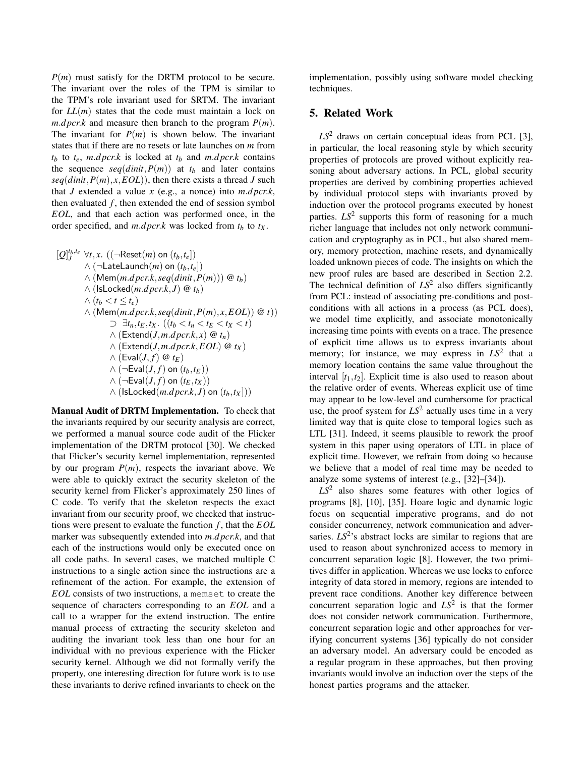$P(m)$ must satisfy for the DRTM protocol to be secure. The invariant over the roles of the TPM is similar to the TPM's role invariant used for SRTM. The invariant for $LL(m)$ states that the code must maintain a lock on $m.dpcr.k$ and measure then branch to the program $P(m)$. The invariant for $P(m)$ is shown below. The invariant states that if there are no resets or late launches on $m$ from $t_b$ to $t_e$, $m.dpcr.k$ is locked at $t_b$ and $m.dpcr.k$ contains the sequence $seq(dinit, P(m))$ at $t_b$ and later contains $seq(dinit, P(m), x, EOL))$, then there exists a thread $J$ such that $J$ extended a value $x$ (e.g., a nonce) into $m.dpcr.k$, then evaluated $f$, then extended the end of session symbol $EOL$, and that each action was performed once, in the order specified, and $m.dpcr.k$ was locked from $t_b$ to $t_X$.

$$
\begin{aligned}
[Q]_J^{t_b,t_e}\ \forall t, x.\ & ((\neg \mathsf{Reset}(m) \text{ on } (t_b, t_e]) \\
& \wedge (\neg \mathsf{LateLaunch}(m) \text{ on } (t_b, t_e]) \\
& \wedge (\mathsf{Mem}(m.dpcr.k, seq(dinit, P(m))) \ @\ t_b) \\
& \wedge (\mathsf{IsLocked}(m.dpcr.k, J) \ @\ t_b) \\
& \wedge (t_b < t \leq t_e) \\
& \wedge (\mathsf{Mem}(m.dpcr.k, seq(dinit, P(m), x, EOL)) \ @\ t)) \\
& \quad \supset\ \exists t_n, t_E, t_X.\ ((t_b < t_n < t_E < t_X < t) \\
& \quad \wedge (\mathsf{Extend}(J, m.dpcr.k, x) \ @\ t_n) \\
& \quad \wedge (\mathsf{Extend}(J, m.dpcr.k, EOL) \ @\ t_X) \\
& \quad \wedge (\mathsf{Eval}(J, f) \ @\ t_E) \\
& \quad \wedge (\neg \mathsf{Eval}(J, f) \text{ on } (t_b, t_E)) \\
& \quad \wedge (\neg \mathsf{Eval}(J, f) \text{ on } (t_E, t_X)) \\
& \quad \wedge (\mathsf{IsLocked}(m.dpcr.k, J) \text{ on } (t_b, t_X]))
\end{aligned}
$$

**Manual Audit of DRTM Implementation.** To check that the invariants required by our security analysis are correct, we performed a manual source code audit of the Flicker implementation of the DRTM protocol [30]. We checked that Flicker's security kernel implementation, represented by our program $P(m)$, respects the invariant above. We were able to quickly extract the security skeleton of the security kernel from Flicker's approximately 250 lines of C code. To verify that the skeleton respects the exact invariant from our security proof, we checked that instructions were present to evaluate the function $f$, that the $EOL$ marker was subsequently extended into $m.dpcr.k$, and that each of the instructions would only be executed once on all code paths. In several cases, we matched multiple C instructions to a single action since the instructions are a refinement of the action. For example, the extension of $EOL$ consists of two instructions, a `memset` to create the sequence of characters corresponding to an $EOL$ and a call to a wrapper for the extend instruction. The entire manual process of extracting the security skeleton and auditing the invariant took less than one hour for an individual with no previous experience with the Flicker security kernel. Although we did not formally verify the property, one interesting direction for future work is to use these invariants to derive refined invariants to check on the implementation, possibly using software model checking techniques.

## 5. Related Work

$LS^2$ draws on certain conceptual ideas from PCL [3], in particular, the local reasoning style by which security properties of protocols are proved without explicitly reasoning about adversary actions. In PCL, global security properties are derived by combining properties achieved by individual protocol steps with invariants proved by induction over the protocol programs executed by honest parties. $LS^2$ supports this form of reasoning for a much richer language that includes not only network communication and cryptography as in PCL, but also shared memory, memory protection, machine resets, and dynamically loaded unknown pieces of code. The insights on which the new proof rules are based are described in Section 2.2. The technical definition of $LS^2$ also differs significantly from PCL: instead of associating pre-conditions and post-conditions with all actions in a process (as PCL does), we model time explicitly, and associate monotonically increasing time points with events on a trace. The presence of explicit time allows us to express invariants about memory; for instance, we may express in $LS^2$ that a memory location contains the same value throughout the interval $[t_1, t_2]$. Explicit time is also used to reason about the relative order of events. Whereas explicit use of time may appear to be low-level and cumbersome for practical use, the proof system for $LS^2$ actually uses time in a very limited way that is quite close to temporal logics such as LTL [31]. Indeed, it seems plausible to rework the proof system in this paper using operators of LTL in place of explicit time. However, we refrain from doing so because we believe that a model of real time may be needed to analyze some systems of interest (e.g., [32]–[34]).

$LS^2$ also shares some features with other logics of programs [8], [10], [35]. Hoare logic and dynamic logic focus on sequential imperative programs, and do not consider concurrency, network communication and adversaries. $LS^2$'s abstract locks are similar to regions that are used to reason about synchronized access to memory in concurrent separation logic [8]. However, the two primitives differ in application. Whereas we use locks to enforce integrity of data stored in memory, regions are intended to prevent race conditions. Another key difference between concurrent separation logic and $LS^2$ is that the former does not consider network communication. Furthermore, concurrent separation logic and other approaches for verifying concurrent systems [36] typically do not consider an adversary model. An adversary could be encoded as a regular program in these approaches, but then proving invariants would involve an induction over the steps of the honest parties programs and the attacker.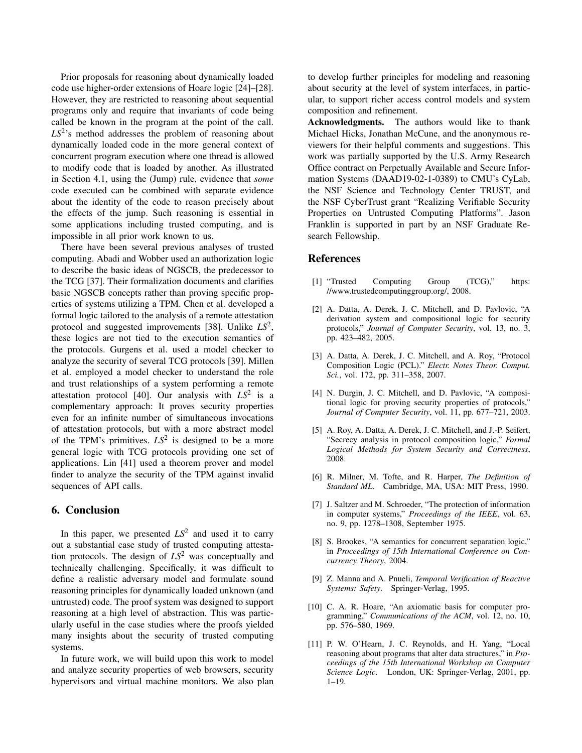Prior proposals for reasoning about dynamically loaded code use higher-order extensions of Hoare logic [24]–[28]. However, they are restricted to reasoning about sequential programs only and require that invariants of code being called be known in the program at the point of the call. $LS^2$'s method addresses the problem of reasoning about dynamically loaded code in the more general context of concurrent program execution where one thread is allowed to modify code that is loaded by another. As illustrated in Section 4.1, using the (Jump) rule, evidence that *some* code executed can be combined with separate evidence about the identity of the code to reason precisely about the effects of the jump. Such reasoning is essential in some applications including trusted computing, and is impossible in all prior work known to us.

There have been several previous analyses of trusted computing. Abadi and Wobber used an authorization logic to describe the basic ideas of NGSCB, the predecessor to the TCG [37]. Their formalization documents and clarifies basic NGSCB concepts rather than proving specific properties of systems utilizing a TPM. Chen et al. developed a formal logic tailored to the analysis of a remote attestation protocol and suggested improvements [38]. Unlike $LS^2$, these logics are not tied to the execution semantics of the protocols. Gurgens et al. used a model checker to analyze the security of several TCG protocols [39]. Millen et al. employed a model checker to understand the role and trust relationships of a system performing a remote attestation protocol [40]. Our analysis with $LS^2$ is a complementary approach: It proves security properties even for an infinite number of simultaneous invocations of attestation protocols, but with a more abstract model of the TPM's primitives. $LS^2$ is designed to be a more general logic with TCG protocols providing one set of applications. Lin [41] used a theorem prover and model finder to analyze the security of the TPM against invalid sequences of API calls.

## 6. Conclusion

In this paper, we presented $LS^2$ and used it to carry out a substantial case study of trusted computing attestation protocols. The design of $LS^2$ was conceptually and technically challenging. Specifically, it was difficult to define a realistic adversary model and formulate sound reasoning principles for dynamically loaded unknown (and untrusted) code. The proof system was designed to support reasoning at a high level of abstraction. This was particularly useful in the case studies where the proofs yielded many insights about the security of trusted computing systems.

In future work, we will build upon this work to model and analyze security properties of web browsers, security hypervisors and virtual machine monitors. We also plan to develop further principles for modeling and reasoning about security at the level of system interfaces, in particular, to support richer access control models and system composition and refinement.

**Acknowledgments.** The authors would like to thank Michael Hicks, Jonathan McCune, and the anonymous reviewers for their helpful comments and suggestions. This work was partially supported by the U.S. Army Research Office contract on Perpetually Available and Secure Information Systems (DAAD19-02-1-0389) to CMU's CyLab, the NSF Science and Technology Center TRUST, and the NSF CyberTrust grant "Realizing Verifiable Security Properties on Untrusted Computing Platforms". Jason Franklin is supported in part by an NSF Graduate Research Fellowship.

## References

[1] "Trusted Computing Group (TCG)," https://www.trustedcomputinggroup.org/, 2008.

[2] A. Datta, A. Derek, J. C. Mitchell, and D. Pavlovic, "A derivation system and compositional logic for security protocols," *Journal of Computer Security*, vol. 13, no. 3, pp. 423–482, 2005.

[3] A. Datta, A. Derek, J. C. Mitchell, and A. Roy, "Protocol Composition Logic (PCL)." *Electr. Notes Theor. Comput. Sci.*, vol. 172, pp. 311–358, 2007.

[4] N. Durgin, J. C. Mitchell, and D. Pavlovic, "A compositional logic for proving security properties of protocols," *Journal of Computer Security*, vol. 11, pp. 677–721, 2003.

[5] A. Roy, A. Datta, A. Derek, J. C. Mitchell, and J.-P. Seifert, "Secrecy analysis in protocol composition logic," *Formal Logical Methods for System Security and Correctness*, 2008.

[6] R. Milner, M. Tofte, and R. Harper, *The Definition of Standard ML*. Cambridge, MA, USA: MIT Press, 1990.

[7] J. Saltzer and M. Schroeder, "The protection of information in computer systems," *Proceedings of the IEEE*, vol. 63, no. 9, pp. 1278–1308, September 1975.

[8] S. Brookes, "A semantics for concurrent separation logic," in *Proceedings of 15th International Conference on Concurrency Theory*, 2004.

[9] Z. Manna and A. Pnueli, *Temporal Verification of Reactive Systems: Safety*. Springer-Verlag, 1995.

[10] C. A. R. Hoare, "An axiomatic basis for computer programming," *Communications of the ACM*, vol. 12, no. 10, pp. 576–580, 1969.

[11] P. W. O'Hearn, J. C. Reynolds, and H. Yang, "Local reasoning about programs that alter data structures," in *Proceedings of the 15th International Workshop on Computer Science Logic*. London, UK: Springer-Verlag, 2001, pp. 1–19.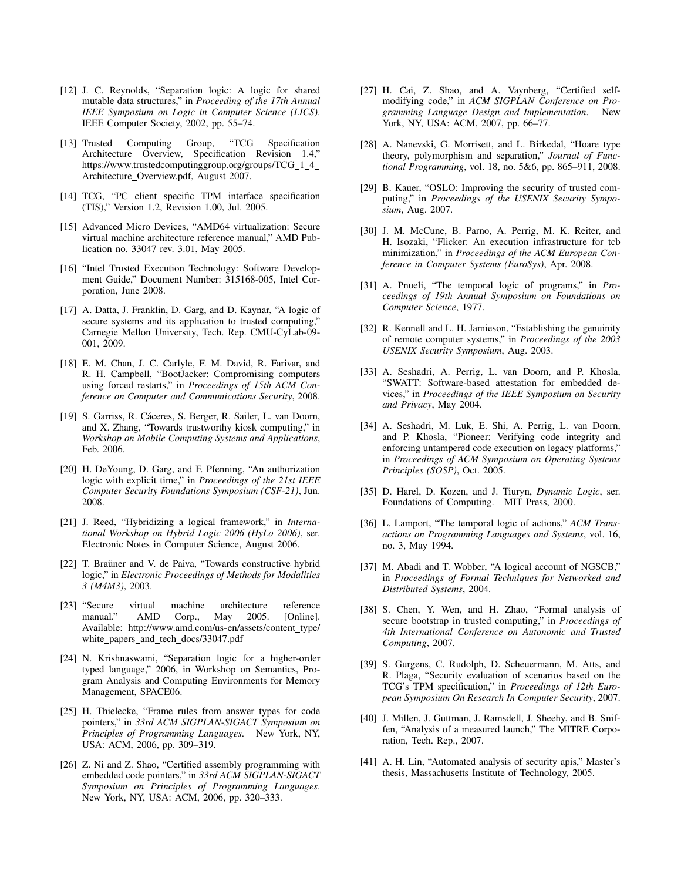[12] J. C. Reynolds, "Separation logic: A logic for shared mutable data structures," in *Proceeding of the 17th Annual IEEE Symposium on Logic in Computer Science (LICS)*. IEEE Computer Society, 2002, pp. 55–74.

[13] Trusted Computing Group, "TCG Specification Architecture Overview, Specification Revision 1.4," https://www.trustedcomputinggroup.org/groups/TCG_1_4_Architecture_Overview.pdf, August 2007.

[14] TCG, "PC client specific TPM interface specification (TIS)," Version 1.2, Revision 1.00, Jul. 2005.

[15] Advanced Micro Devices, "AMD64 virtualization: Secure virtual machine architecture reference manual," AMD Publication no. 33047 rev. 3.01, May 2005.

[16] "Intel Trusted Execution Technology: Software Development Guide," Document Number: 315168-005, Intel Corporation, June 2008.

[17] A. Datta, J. Franklin, D. Garg, and D. Kaynar, "A logic of secure systems and its application to trusted computing," Carnegie Mellon University, Tech. Rep. CMU-CyLab-09-001, 2009.

[18] E. M. Chan, J. C. Carlyle, F. M. David, R. Farivar, and R. H. Campbell, "BootJacker: Compromising computers using forced restarts," in *Proceedings of 15th ACM Conference on Computer and Communications Security*, 2008.

[19] S. Garriss, R. Cáceres, S. Berger, R. Sailer, L. van Doorn, and X. Zhang, "Towards trustworthy kiosk computing," in *Workshop on Mobile Computing Systems and Applications*, Feb. 2006.

[20] H. DeYoung, D. Garg, and F. Pfenning, "An authorization logic with explicit time," in *Proceedings of the 21st IEEE Computer Security Foundations Symposium (CSF-21)*, Jun. 2008.

[21] J. Reed, "Hybridizing a logical framework," in *International Workshop on Hybrid Logic 2006 (HyLo 2006)*, ser. Electronic Notes in Computer Science, August 2006.

[22] T. Braüner and V. de Paiva, "Towards constructive hybrid logic," in *Electronic Proceedings of Methods for Modalities 3 (M4M3)*, 2003.

[23] "Secure virtual machine architecture reference manual." AMD Corp., May 2005. [Online]. Available: http://www.amd.com/us-en/assets/content_type/white_papers_and_tech_docs/33047.pdf

[24] N. Krishnaswami, "Separation logic for a higher-order typed language," 2006, in Workshop on Semantics, Program Analysis and Computing Environments for Memory Management, SPACE06.

[25] H. Thielecke, "Frame rules from answer types for code pointers," in *33rd ACM SIGPLAN-SIGACT Symposium on Principles of Programming Languages*. New York, NY, USA: ACM, 2006, pp. 309–319.

[26] Z. Ni and Z. Shao, "Certified assembly programming with embedded code pointers," in *33rd ACM SIGPLAN-SIGACT Symposium on Principles of Programming Languages*. New York, NY, USA: ACM, 2006, pp. 320–333.

[27] H. Cai, Z. Shao, and A. Vaynberg, "Certified self-modifying code," in *ACM SIGPLAN Conference on Programming Language Design and Implementation*. New York, NY, USA: ACM, 2007, pp. 66–77.

[28] A. Nanevski, G. Morrisett, and L. Birkedal, "Hoare type theory, polymorphism and separation," *Journal of Functional Programming*, vol. 18, no. 5&6, pp. 865–911, 2008.

[29] B. Kauer, "OSLO: Improving the security of trusted computing," in *Proceedings of the USENIX Security Symposium*, Aug. 2007.

[30] J. M. McCune, B. Parno, A. Perrig, M. K. Reiter, and H. Isozaki, "Flicker: An execution infrastructure for tcb minimization," in *Proceedings of the ACM European Conference in Computer Systems (EuroSys)*, Apr. 2008.

[31] A. Pnueli, "The temporal logic of programs," in *Proceedings of 19th Annual Symposium on Foundations on Computer Science*, 1977.

[32] R. Kennell and L. H. Jamieson, "Establishing the genuinity of remote computer systems," in *Proceedings of the 2003 USENIX Security Symposium*, Aug. 2003.

[33] A. Seshadri, A. Perrig, L. van Doorn, and P. Khosla, "SWATT: Software-based attestation for embedded devices," in *Proceedings of the IEEE Symposium on Security and Privacy*, May 2004.

[34] A. Seshadri, M. Luk, E. Shi, A. Perrig, L. van Doorn, and P. Khosla, "Pioneer: Verifying code integrity and enforcing untampered code execution on legacy platforms," in *Proceedings of ACM Symposium on Operating Systems Principles (SOSP)*, Oct. 2005.

[35] D. Harel, D. Kozen, and J. Tiuryn, *Dynamic Logic*, ser. Foundations of Computing. MIT Press, 2000.

[36] L. Lamport, "The temporal logic of actions," *ACM Transactions on Programming Languages and Systems*, vol. 16, no. 3, May 1994.

[37] M. Abadi and T. Wobber, "A logical account of NGSCB," in *Proceedings of Formal Techniques for Networked and Distributed Systems*, 2004.

[38] S. Chen, Y. Wen, and H. Zhao, "Formal analysis of secure bootstrap in trusted computing," in *Proceedings of 4th International Conference on Autonomic and Trusted Computing*, 2007.

[39] S. Gurgens, C. Rudolph, D. Scheuermann, M. Atts, and R. Plaga, "Security evaluation of scenarios based on the TCG's TPM specification," in *Proceedings of 12th European Symposium On Research In Computer Security*, 2007.

[40] J. Millen, J. Guttman, J. Ramsdell, J. Sheehy, and B. Sniffen, "Analysis of a measured launch," The MITRE Corporation, Tech. Rep., 2007.

[41] A. H. Lin, "Automated analysis of security apis," Master's thesis, Massachusetts Institute of Technology, 2005.